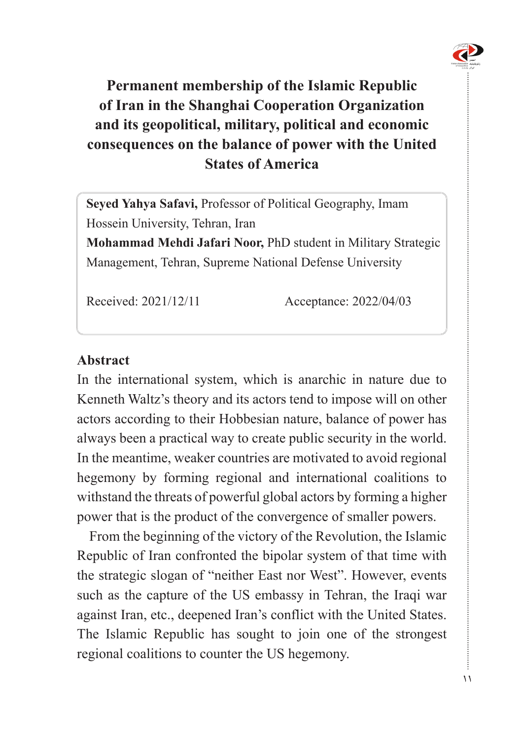# Permanent membership of the Islamic Republic of Iran in the Shanghai Cooperation Organization and its geopolitical, military, political and economic consequences on the balance of power with the United States of America

**Seyed Yahya Safavi,** Professor of Political Geography, Imam Hossein University, Tehran, Iran

**Mohammad Mehdi Jafari Noor,** PhD student in Military Strategic Management, Tehran, Supreme National Defense University

Received: 2021/12/11 Acceptance: 2022/04/03

## Abstract

In the international system, which is anarchic in nature due to Kenneth Waltz's theory and its actors tend to impose will on other actors according to their Hobbesian nature, balance of power has always been a practical way to create public security in the world. In the meantime, weaker countries are motivated to avoid regional hegemony by forming regional and international coalitions to withstand the threats of powerful global actors by forming a higher power that is the product of the convergence of smaller powers.

From the beginning of the victory of the Revolution, the Islamic Republic of Iran confronted the bipolar system of that time with the strategic slogan of "neither East nor West". However, events such as the capture of the US embassy in Tehran, the Iraqi war against Iran, etc., deepened Iran's conflict with the United States. The Islamic Republic has sought to join one of the strongest regional coalitions to counter the US hegemony.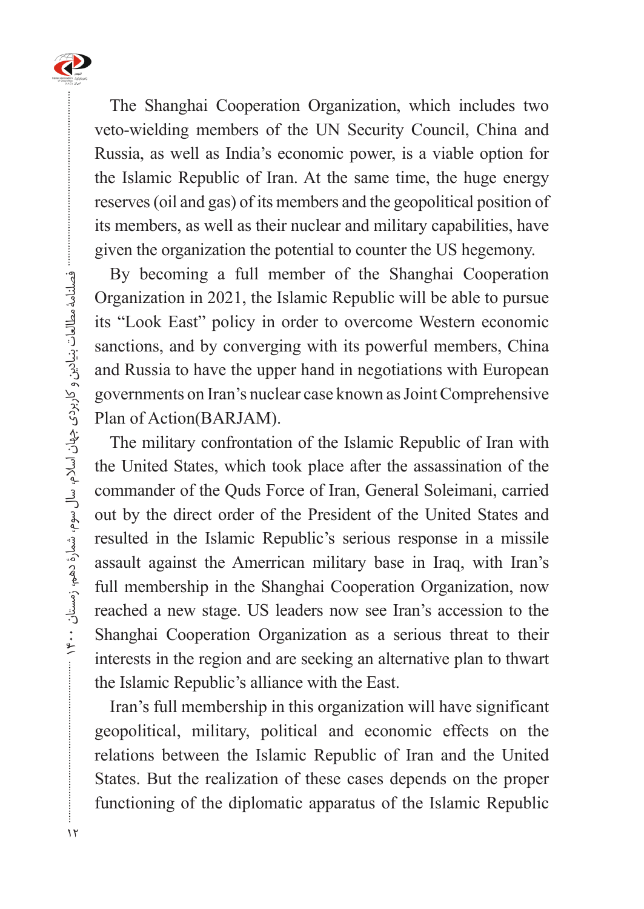The Shanghai Cooperation Organization, which includes two veto-wielding members of the UN Security Council, China and Russia, as well as India's economic power, is a viable option for the Islamic Republic of Iran. At the same time, the huge energy reserves (oil and gas) of its members and the geopolitical position of its members, as well as their nuclear and military capabilities, have given the organization the potential to counter the US hegemony.

By becoming a full member of the Shanghai Cooperation Organization in 2021, the Islamic Republic will be able to pursue its "Look East" policy in order to overcome Western economic sanctions, and by converging with its powerful members, China and Russia to have the upper hand in negotiations with European governments on Iran's nuclear case known as Joint Comprehensive Plan of Action(BARJAM).

The military confrontation of the Islamic Republic of Iran with the United States, which took place after the assassination of the commander of the Quds Force of Iran, General Soleimani, carried out by the direct order of the President of the United States and resulted in the Islamic Republic's serious response in a missile assault against the Amerrican military base in Iraq, with Iran's full membership in the Shanghai Cooperation Organization, now reached a new stage. US leaders now see Iran's accession to the Shanghai Cooperation Organization as a serious threat to their interests in the region and are seeking an alternative plan to thwart the Islamic Republic's alliance with the East.

Iran's full membership in this organization will have significant geopolitical, military, political and economic effects on the relations between the Islamic Republic of Iran and the United States. But the realization of these cases depends on the proper functioning of the diplomatic apparatus of the Islamic Republic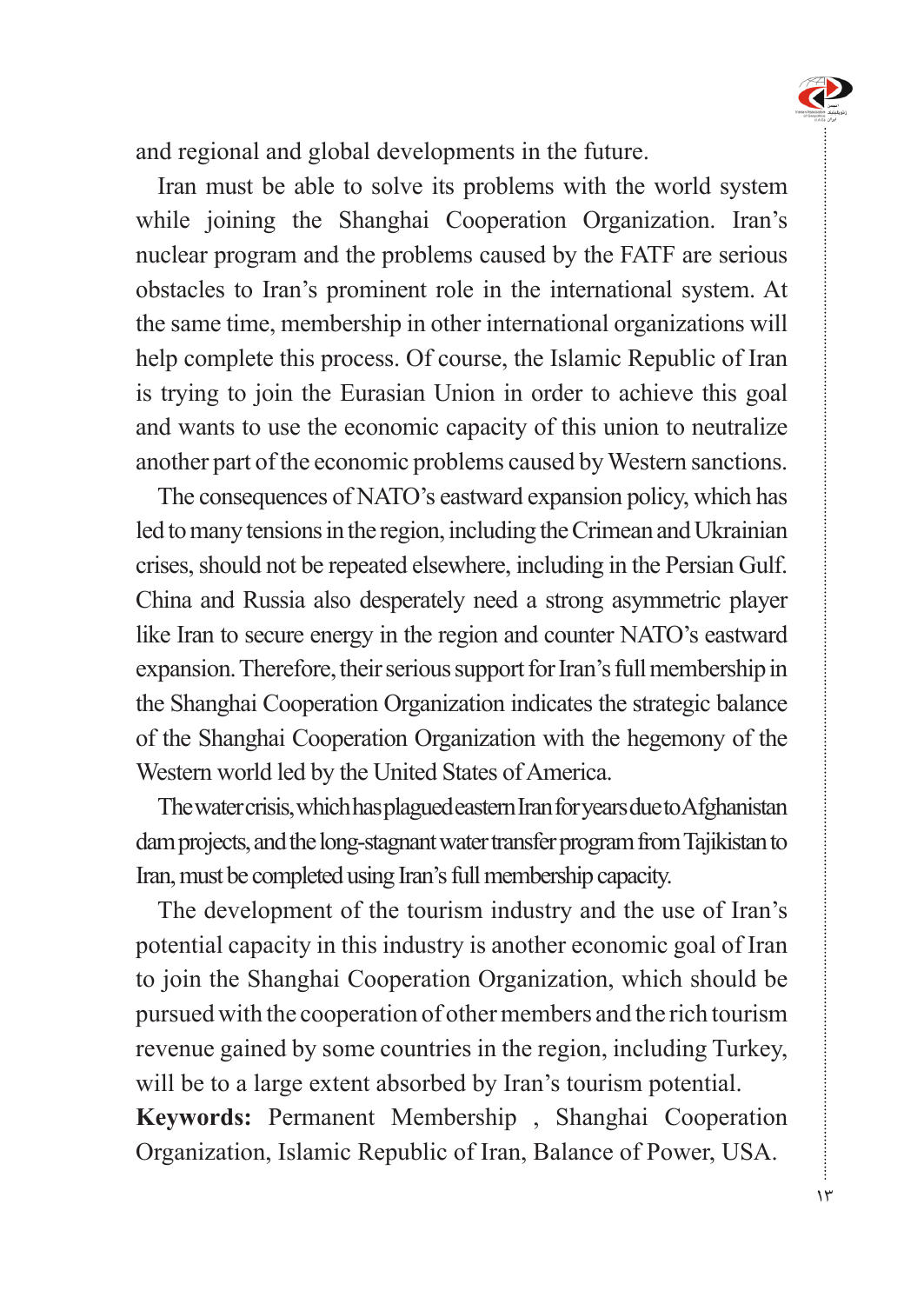and regional and global developments in the future.

Iran must be able to solve its problems with the world system while joining the Shanghai Cooperation Organization. Iran's nuclear program and the problems caused by the FATF are serious obstacles to Iran's prominent role in the international system. At the same time, membership in other international organizations will help complete this process. Of course, the Islamic Republic of Iran is trying to join the Eurasian Union in order to achieve this goal and wants to use the economic capacity of this union to neutralize another part of the economic problems caused by Western sanctions.

The consequences of NATO's eastward expansion policy, which has led to many tensions in the region, including the Crimean and Ukrainian crises, should not be repeated elsewhere, including in the Persian Gulf. China and Russia also desperately need a strong asymmetric player like Iran to secure energy in the region and counter NATO's eastward expansion. Therefore, their serious support for Iran's full membership in the Shanghai Cooperation Organization indicates the strategic balance of the Shanghai Cooperation Organization with the hegemony of the Western world led by the United States of America.

The water crisis, which has plagued eastern Iran for years due to Afghanistan dam projects, and the long-stagnant water transfer program from Tajikistan to Iran, must be completed using Iran's full membership capacity.

The development of the tourism industry and the use of Iran's potential capacity in this industry is another economic goal of Iran to join the Shanghai Cooperation Organization, which should be pursued with the cooperation of other members and the rich tourism revenue gained by some countries in the region, including Turkey, will be to a large extent absorbed by Iran's tourism potential.

**Keywords:** Permanent Membership , Shanghai Cooperation Organization, Islamic Republic of Iran, Balance of Power, USA.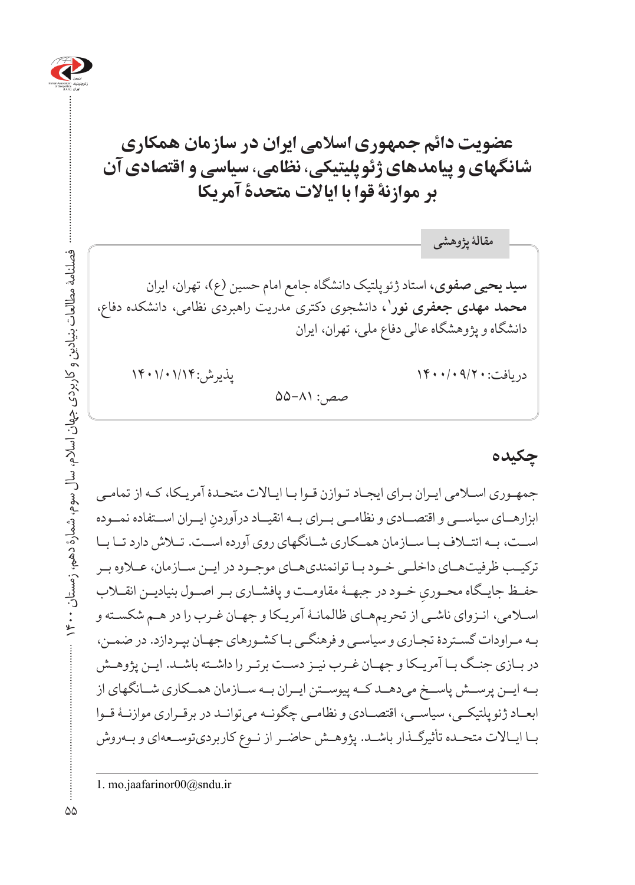# عضویت دائم جمهوری اسلامی ایران در سازمان همکاری شانگهای و پیامدهای ژئوپلیتیکی، نظامی، سیاسی و اقتصادی آن بر موازنهٔ قوا با ایالات متحدهٔ آمریکا

مقالهٔ پژوهشی

**سید یحیی صفوی**، استاد ژئوپلتیک دانشگاه جامع امام حسین (ع)، تهران، ایران

**محمد مهدی جعفری نور**[1]، دانشجوی دکتری مدیریت راهبردی نظامی، دانشکده دفاع، دانشگاه و پژوهشگاه عالی دفاع ملی، تهران، ایران

دریافت: ۱۴۰۰/۰۹/۲۰ &nbsp;&nbsp;&nbsp; پذیرش: ۱۴۰۱/۰۱/۱۴

صص: ۸۱-۵۵

## چکیده

جمهوری اسلامی ایران برای ایجاد توازن قوا با ایالات متحدهٔ آمریکا، که از تمامی ابزارهای سیاسی و اقتصادی و نظامی برای به انقیاد درآوردنِ ایران استفاده نموده است، به ائتلاف با سازمان همکاری شانگهای روی آورده است. تلاش دارد تا با ترکیب ظرفیت‌های داخلی خود با توانمندی‌های موجود در این سازمان، علاوه بر حفظ جایگاه محوریِ خود در جبههٔ مقاومت و پافشاری بر اصول بنیادین انقلاب اسلامی، انزوای ناشی از تحریم‌های ظالمانهٔ آمریکا و جهان غرب را در هم شکسته و به مراودات گستردهٔ تجاری و سیاسی و فرهنگی با کشورهای جهان بپردازد. در ضمن، در بازی جنگ با آمریکا و جهان غرب نیز دست برتر را داشته باشد. این پژوهش به این پرسش پاسخ می‌دهد که پیوستن ایران به سازمان همکاری شانگهای از ابعاد ژئوپلیتیکی، سیاسی، اقتصادی و نظامی چگونه می‌تواند در برقراری موازنهٔ قوا با ایالات متحده تأثیرگذار باشد. پژوهش حاضر از نوع کاربردی‌توسعه‌ای و به‌روش

---

1. mo.jaafarinor00@sndu.ir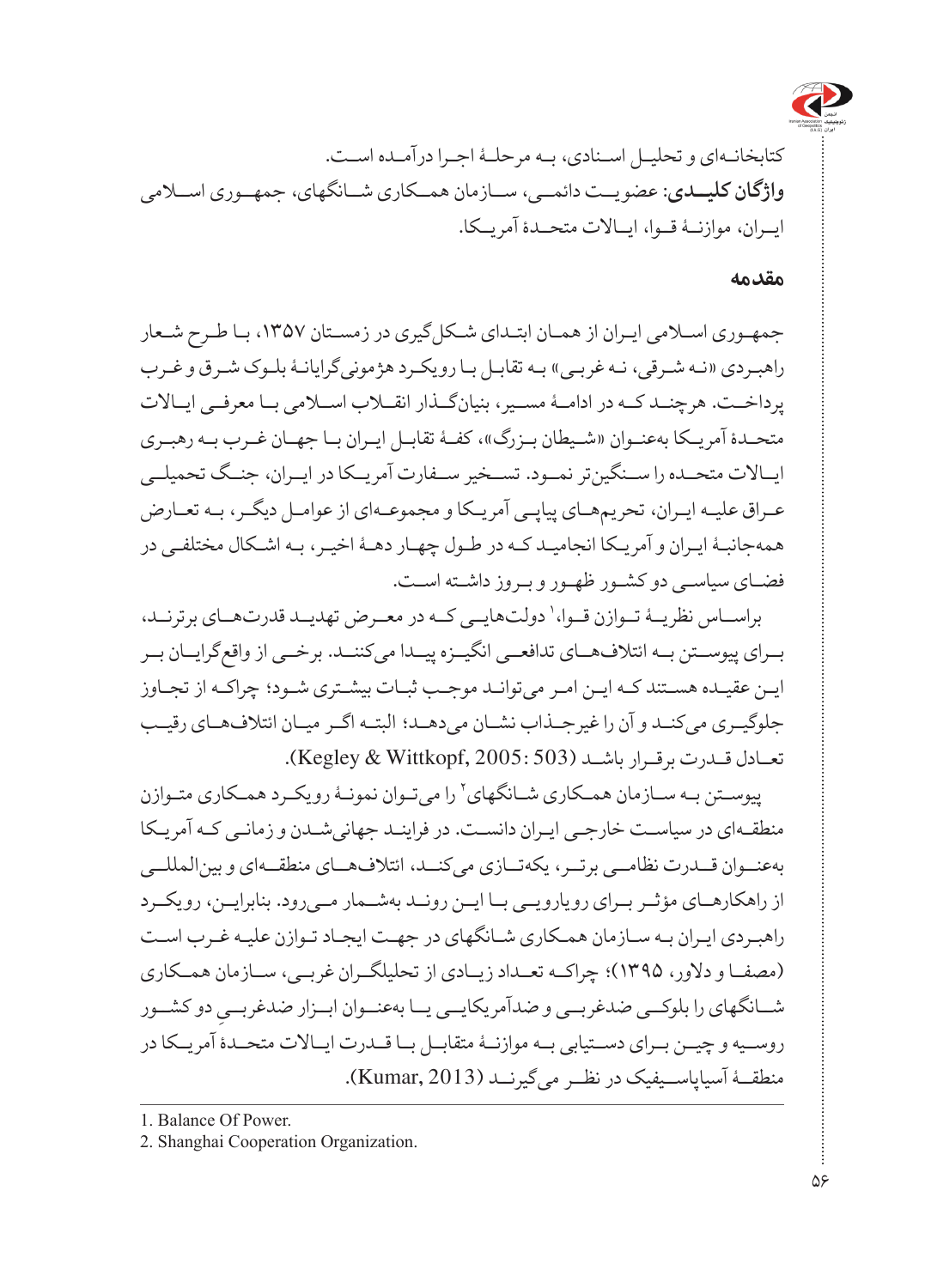کتابخانه‌ای و تحلیل اسنادی، به مرحلهٔ اجرا درآمده است.

**واژگان کلیدی**: عضویت دائمی، سازمان همکاری شانگهای، جمهوری اسلامی ایران، موازنهٔ قوا، ایالات متحدهٔ آمریکا.

## مقدمه

جمهوری اسلامی ایران از همان ابتدای شکل‌گیری در زمستان ۱۳۵۷، با طرح شعار راهبردی «نه شرقی، نه غربی» به تقابل با رویکرد هژمونی‌گرایانهٔ بلوک شرق و غرب پرداخت. هرچند که در ادامهٔ مسیر، بنیان‌گذار انقلاب اسلامی با معرفی ایالات متحدهٔ آمریکا به‌عنوان «شیطان بزرگ»، کفهٔ تقابل ایران با جهان غرب به رهبری ایالات متحده را سنگین‌تر نمود. تسخیر سفارت آمریکا در ایران، جنگ تحمیلی عراق علیه ایران، تحریم‌های پیاپی آمریکا و مجموعه‌ای از عوامل دیگر، به تعارض همه‌جانبهٔ ایران و آمریکا انجامید که در طول چهار دههٔ اخیر، به اشکال مختلفی در فضای سیاسی دو کشور ظهور و بروز داشته است.

براساس نظریهٔ توازن قوا،[1] دولت‌هایی که در معرض تهدید قدرت‌های برترند، برای پیوستن به ائتلاف‌های تدافعی انگیزه پیدا می‌کنند. برخی از واقع‌گرایان بر این عقیده هستند که این امر می‌توانند موجب ثبات بیشتری شود؛ چراکه از تجاوز جلوگیری می‌کند و آن را غیرجذاب نشان می‌دهد؛ البته اگر میان ائتلاف‌های رقیب تعادل قدرت برقرار باشد (Kegley & Wittkopf, 2005: 503).

پیوستن به سازمان همکاری شانگهای[2] را می‌توان نمونهٔ رویکرد همکاری متوازن منطقه‌ای در سیاست خارجی ایران دانست. در فرایند جهانی‌شدن و زمانی که آمریکا به‌عنوان قدرت نظامی برتر، یکه‌تازی می‌کند، ائتلاف‌های منطقه‌ای و بین‌المللی از راهکارهای مؤثر برای رویارویی با این روند به‌شمار می‌رود. بنابراین، رویکرد راهبردی ایران به سازمان همکاری شانگهای در جهت ایجاد توازن علیه غرب است (مصفا و دلاور، ۱۳۹۵)؛ چراکه تعداد زیادی از تحلیلگران غربی، سازمان همکاری شانگهای را بلوکی ضدغربی و ضدآمریکایی یا به‌عنوان ابزار ضدغربیِ دو کشور روسیه و چین برای دستیابی به موازنهٔ متقابل با قدرت ایالات متحدهٔ آمریکا در منطقهٔ آسیاپاسیفیک در نظر می‌گیرند (Kumar, 2013).

---

1. Balance Of Power.
2. Shanghai Cooperation Organization.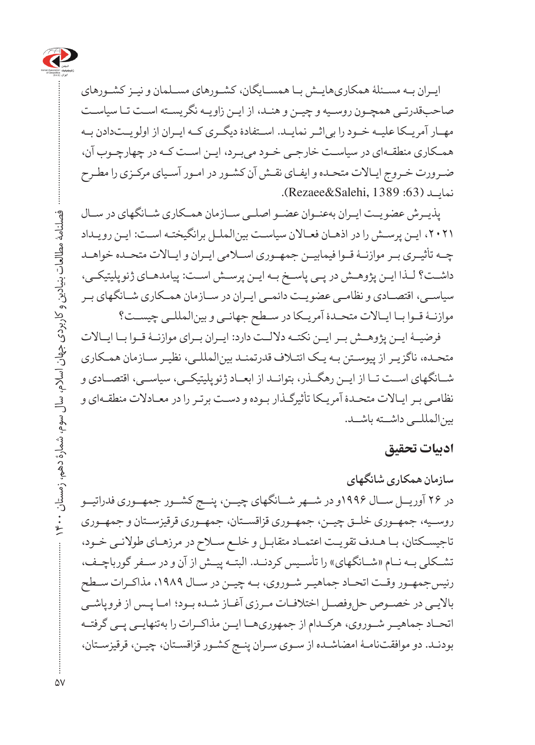ایـران بـه مسـئلۀ همکاری‌هایـش بـا همسـایگان، کشـورهای مسـلمان و نیـز کشـورهای صاحب‌قدرتـی همچـون روسـیه و چیـن و هنـد، از ایـن زاویـه نگریسـته اسـت تـا سیاسـت مهـار آمریـکا علیـه خـود را بی‌اثـر نمایـد. اسـتفادۀ دیگـری کـه ایـران از اولویـت‌دادن بـه همـکاری منطقـه‌ای در سیاسـت خارجـی خـود می‌بـرد، ایـن اسـت کـه در چهارچـوب آن، ضـرورت خـروج ایـالات متحـده و ایفـای نقـش آن کشـور در امـور آسـیای مرکـزی را مطـرح نمایـد (Rezaee&Salehi, 1389 :63).

پذیـرش عضویـت ایـران به‌عنـوان عضـو اصلـی سـازمان همـکاری شـانگهای در سـال ۲۰۲۱، ایـن پرسـش را در اذهـان فعـالان سیاسـت بین‌الملـل برانگیختـه اسـت: ایـن رویـداد چـه تأثیـری بـر موازنـۀ قـوا فیمابیـن جمهـوری اسـلامی ایـران و ایـالات متحـده خواهـد داشـت؟ لـذا ایـن پژوهـش در پـی پاسـخ بـه ایـن پرسـش اسـت: پیامدهـای ژئوپلیتیکـی، سیاسـی، اقتصـادی و نظامـی عضویـت دائمـی ایـران در سـازمان همـکاری شـانگهای بـر موازنـۀ قـوا بـا ایـالات متحـدۀ آمریـکا در سـطح جهانـی و بین‌المللـی چیسـت؟

فرضیـۀ ایـن پژوهـش بـر ایـن نکتـه دلالـت دارد: ایـران بـرای موازنـۀ قـوا بـا ایـالات متحـده، ناگزیـر از پیوسـتن بـه یـک ائتـلاف قدرتمنـد بین‌المللـی، نظیـر سـازمان همـکاری شـانگهای اسـت تـا از ایـن رهگـذر، بتوانـد از ابعـاد ژئوپلیتیکـی، سیاسـی، اقتصـادی و نظامـی بـر ایـالات متحـدۀ آمریـکا تأثیرگـذار بـوده و دسـت برتـر را در معـادلات منطقـه‌ای و بین‌المللـی داشـته باشـد.

## ادبیات تحقیق

### سازمان همکاری شانگهای

در ۲۶ آوریـل سـال ۱۹۹۶و در شـهر شـانگهای چیـن، پنـج کشـور جمهـوری فدراتیـو روسـیه، جمهـوری خلـق چیـن، جمهـوری قزاقسـتان، جمهـوری قرقیزسـتان و جمهـوری تاجیسـکتان، بـا هـدف تقویـت اعتمـاد متقابـل و خلـع سـلاح در مرزهـای طولانـی خـود، تشـکلی بـه نـام «شـانگهای» را تأسـیس کردنـد. البتـه پیـش از آن و در سـفر گورباچـف، رئیس‌جمهـور وقـت اتحـاد جماهیـر شـوروی، بـه چیـن در سـال ۱۹۸۹، مذاکـرات سـطح بالایـی در خصـوص حل‌وفصـل اختلافـات مـرزی آغـاز شـده بـود؛ امـا پـس از فروپاشـی اتحـاد جماهیـر شـوروی، هرکـدام از جمهوری‌هـا ایـن مذاکـرات را به‌تنهایـی پـی گرفتـه بودنـد. دو موافقت‌نامـۀ امضاشـده از سـوی سـران پنـج کشـور قزاقسـتان، چیـن، قرقیزسـتان،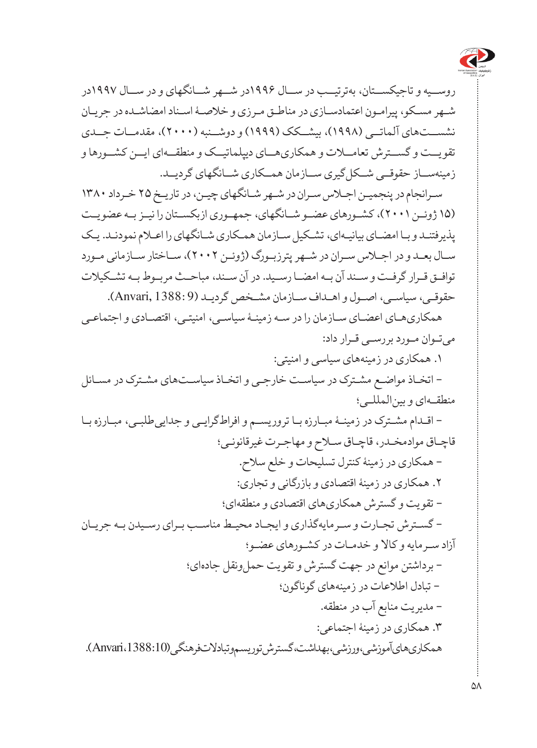روسـیه و تاجیکسـتان، به‌ترتیـب در سـال ۱۹۹۶در شـهر شـانگهای و در سـال ۱۹۹۷در شـهر مسـکو، پیرامـون اعتمادسـازی در مناطـق مـرزی و خلاصـهٔ اسـناد امضاشـده در جریـان نشسـت‌های آلماتـی (۱۹۹۸)، بیشـکک (۱۹۹۹) و دوشـنبه (۲۰۰۰)، مقدمـات جـدی تقویـت و گسـترش تعامـلات و همکاری‌هـای دیپلماتیـک و منطقـه‌ای ایـن کشـورها و زمینه‌سـاز حقوقـی شـکل‌گیری سـازمان همـکاری شـانگهای گردیـد.

سـرانجام در پنجمیـن اجـلاس سـران در شـهر شـانگهای چیـن، در تاریـخ ۲۵ خـرداد ۱۳۸۰ (۱۵ ژوئـن ۲۰۰۱)، کشـورهای عضـو شـانگهای، جمهـوری ازبکسـتان را نیـز بـه عضویـت پذیرفتنـد و بـا امضـای بیانیـه‌ای، تشـکیل سـازمان همـکاری شـانگهای را اعـلام نمودنـد. یـک سـال بعـد و در اجـلاس سـران در شـهر پترزبـورگ (ژوئـن ۲۰۰۲)، سـاختار سـازمانی مـورد توافـق قـرار گرفـت و سـند آن بـه امضـا رسـید. در آن سـند، مباحـث مربـوط بـه تشـکیلات حقوقـی، سیاسـی، اصـول و اهـداف سـازمان مشـخص گردیـد (Anvari, 1388: 9).

همکاری‌هـای اعضـای سـازمان را در سـه زمینـهٔ سیاسـی، امنیتـی، اقتصـادی و اجتماعـی می‌تـوان مـورد بررسـی قـرار داد:

۱. همکاری در زمینه‌های سیاسی و امنیتی:

- اتخـاذ مواضـع مشـترک در سیاسـت خارجـی و اتخـاذ سیاسـت‌های مشـترک در مسـائل منطقـه‌ای و بین‌المللـی؛
- اقـدام مشـترک در زمینـهٔ مبـارزه بـا تروریسـم و افراط‌گرایـی و جدایی‌طلبـی، مبـارزه بـا قاچـاق موادمخـدر، قاچـاق سـلاح و مهاجـرت غیرقانونـی؛
- همکاری در زمینهٔ کنترل تسلیحات و خلع سلاح.

۲. همکاری در زمینهٔ اقتصادی و بازرگانی و تجاری:

- تقویت و گسترش همکاری‌های اقتصادی و منطقه‌ای؛
- گسـترش تجـارت و سـرمایه‌گذاری و ایجـاد محیـط مناسـب بـرای رسـیدن بـه جریـان آزاد سـرمایه و کالا و خدمـات در کشـورهای عضـو؛
- برداشتن موانع در جهت گسترش و تقویت حمل‌ونقل جاده‌ای؛
- تبادل اطلاعات در زمینه‌های گوناگون؛
- مدیریت منابع آب در منطقه.

۳. همکاری در زمینهٔ اجتماعی:

همکاری‌های آموزشی، ورزشی، بهداشت، گسترش توریسم و تبادلات فرهنگی (Anvari، 1388:10).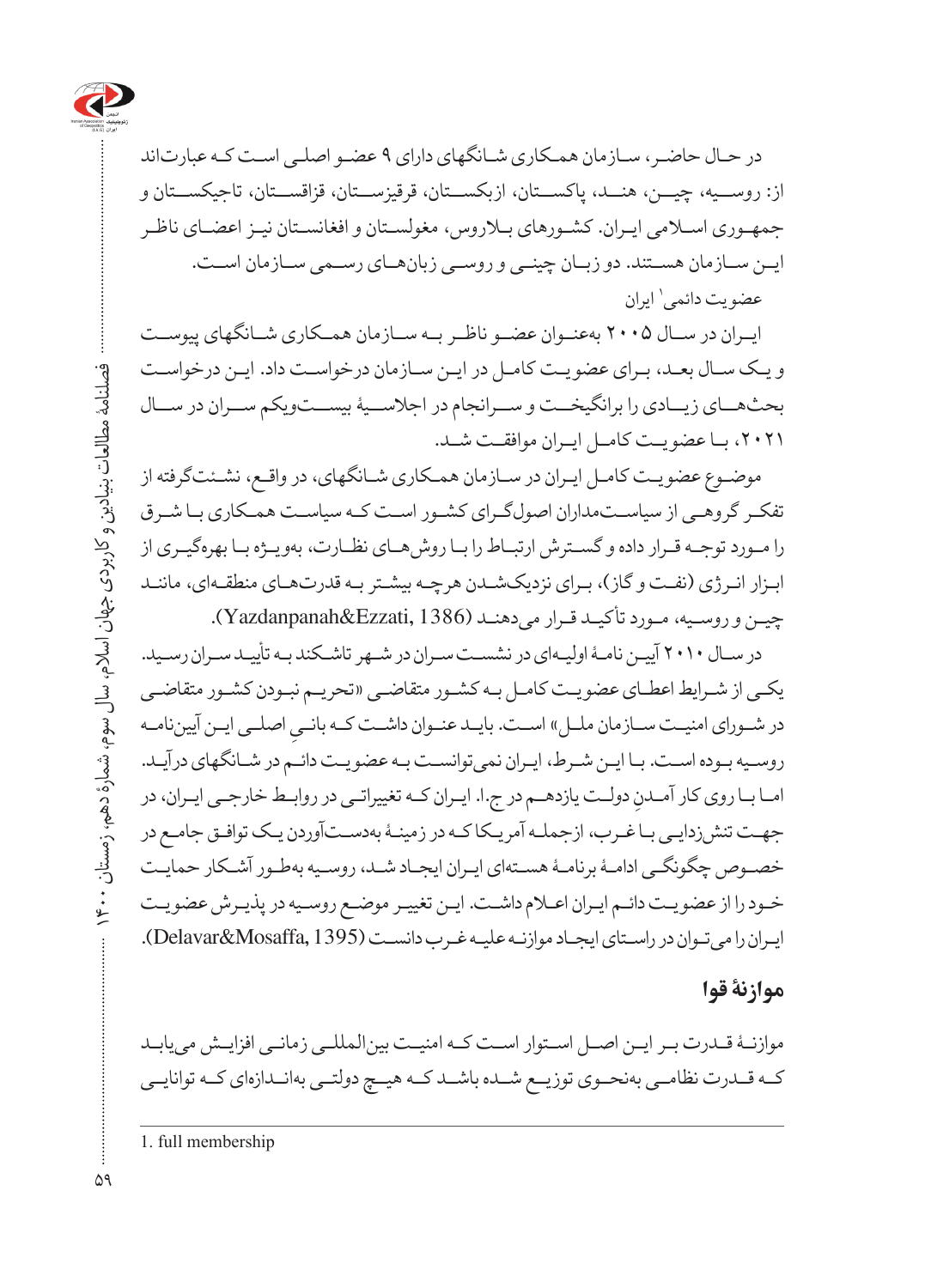در حـال حاضـر، سـازمان همـکاری شـانگهای دارای ۹ عضـو اصلـی اسـت کـه عبارت‌اند از: روسـیه، چیـن، هنـد، پاکسـتان، ازبکسـتان، قرقیزسـتان، قزاقسـتان، تاجیکسـتان و جمهـوری اسـلامی ایـران. کشـورهای بـلاروس، مغولسـتان و افغانسـتان نیـز اعضـای ناظـر ایـن سـازمان هسـتند. دو زبـان چینـی و روسـی زبان‌هـای رسـمی سـازمان اسـت.

عضویت دائمی[1] ایران

ایـران در سـال ۲۰۰۵ به‌عنـوان عضـو ناظـر بـه سـازمان همـکاری شـانگهای پیوسـت و یـک سـال بعـد، بـرای عضویـت کامـل در ایـن سـازمان درخواسـت داد. ایـن درخواسـت بحث‌هـای زیـادی را برانگیخـت و سـرانجام در اجلاسـیهٔ بیسـت‌ویکم سـران در سـال ۲۰۲۱، بـا عضویـت کامـل ایـران موافقـت شـد.

موضـوع عضویـت کامـل ایـران در سـازمان همـکاری شـانگهای، در واقـع، نشئت‌گرفته از تفکـر گروهـی از سیاسـت‌مداران اصول‌گـرای کشـور اسـت کـه سیاسـت همـکاری بـا شـرق را مـورد توجـه قـرار داده و گسـترش ارتبـاط را بـا روش‌هـای نظـارت، بویـژه بـا بهره‌گیـری از ابـزار انـرژی (نفـت و گاز)، بـرای نزدیک‌شـدن هرچـه بیشـتر بـه قدرت‌هـای منطقـه‌ای، ماننـد چیـن و روسـیه، مـورد تأکیـد قـرار می‌دهنـد (Yazdanpanah&Ezzati, 1386).

در سـال ۲۰۱۰ آییـن نامـهٔ اولیـه‌ای در نشسـت سـران در شـهر تاشـکند بـه تأییـد سـران رسـید. یکـی از شـرایط اعطـای عضویـت کامـل بـه کشـور متقاضـی «تحریـم نبـودن کشـور متقاضـی در شـورای امنیـت سـازمان ملـل» اسـت. بایـد عنـوان داشـت کـه بانـیِ اصلـی ایـن آیین‌نامـه روسـیه بـوده اسـت. بـا ایـن شـرط، ایـران نمی‌توانسـت بـه عضویـت دائـم در شـانگهای درآیـد. امـا بـا روی کار آمـدنِ دولـت یازدهـم در ج.ا. ایـران کـه تغییراتـی در روابـط خارجـی ایـران، در جهـت تنش‌زدایـی بـا غـرب، ازجملـه آمریـکا کـه در زمینـهٔ به‌دسـت‌آوردن یـک توافـق جامـع در خصـوص چگونگـی ادامـهٔ برنامـهٔ هسـته‌ای ایـران ایجـاد شـد، روسـیه به‌طـور آشـکار حمایـت خـود را از عضویـت دائـم ایـران اعـلام داشـت. ایـن تغییـر موضـع روسـیه در پذیـرش عضویـت ایـران را می‌تـوان در راسـتای ایجـاد موازنـه علیـه غـرب دانسـت (Delavar&Mosaffa, 1395).

## موازنهٔ قوا

موازنـهٔ قـدرت بـر ایـن اصـل اسـتوار اسـت کـه امنیـت بین‌المللـی زمانـی افزایـش می‌یابـد کـه قـدرت نظامـی به‌نحـوی توزیـع شـده باشـد کـه هیـچ دولتـی به‌انـدازه‌ای کـه توانایـی

---

1. full membership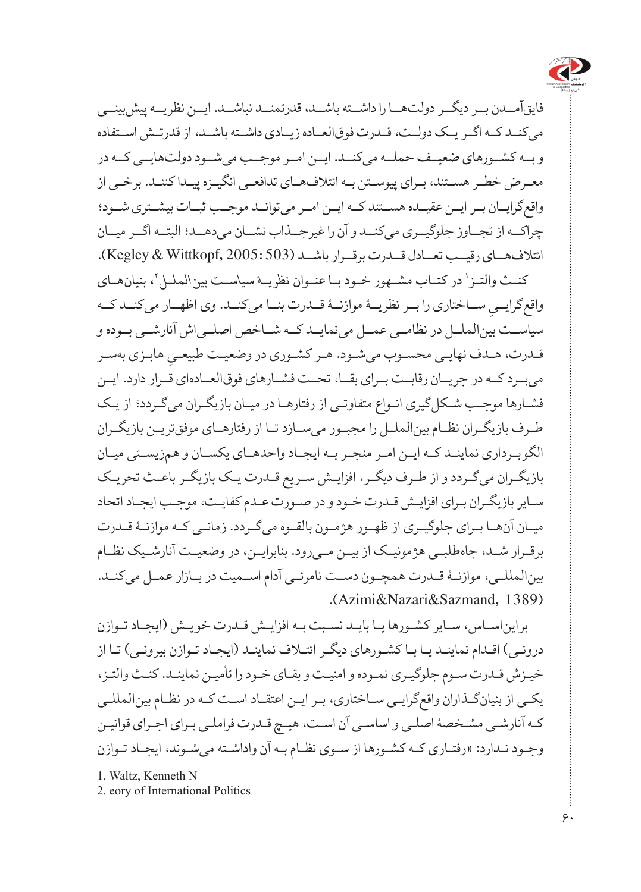فایق‌آمدن بر دیگر دولت‌ها را داشته باشد، قدرتمند نباشد. این نظریه پیش‌بینی می‌کند که اگر یک دولت، قدرت فوق‌العاده زیادی داشته باشد، از قدرتش استفاده و به کشورهای ضعیف حمله می‌کند. این امر موجب می‌شود دولت‌هایی که در معرض خطر هستند، برای پیوستن به ائتلاف‌های تدافعی انگیزه پیدا کنند. برخی از واقع‌گرایان بر این عقیده هستند که این امر می‌تواند موجب ثبات بیشتری شود؛ چراکه از تجاوز جلوگیری می‌کند و آن را غیرجذاب نشان می‌دهد؛ البته اگر میان ائتلاف‌های رقیب تعادل قدرت برقرار باشد (Kegley & Wittkopf, 2005: 503).

کنث والتز[1] در کتاب مشهور خود با عنوان نظریهٔ سیاست بین‌الملل[2]، بنیان‌های واقع‌گراییِ ساختاری را بر نظریهٔ موازنهٔ قدرت بنا می‌کند. وی اظهار می‌کند که سیاست بین‌الملل در نظامی عمل می‌نماید که شاخص اصلی‌اش آنارشی بوده و قدرت، هدف نهایی محسوب می‌شود. هر کشوری در وضعیت طبیعیِ هابزی به‌سر می‌برد که در جریان رقابت برای بقا، تحت فشارهای فوق‌العاده‌ای قرار دارد. این فشارها موجب شکل‌گیری انواع متفاوتی از رفتارها در میان بازیگران می‌گردد؛ از یک طرف بازیگران نظام بین‌الملل را مجبور می‌سازد تا از رفتارهای موفق‌ترین بازیگران الگوبرداری نمایند که این امر منجر به ایجاد واحدهای یکسان و هم‌زیستی میان بازیگران می‌گردد و از طرف دیگر، افزایش سریع قدرت یک بازیگر باعث تحریک سایر بازیگران برای افزایش قدرت خود و در صورت عدم کفایت، موجب ایجاد اتحاد میان آن‌ها برای جلوگیری از ظهور هژمون بالقوه می‌گردد. زمانی که موازنهٔ قدرت برقرار شد، جاه‌طلبی هژمونیک از بین می‌رود. بنابراین، در وضعیت آنارشیک نظام بین‌المللی، موازنهٔ قدرت همچون دست نامرئی آدام اسمیت در بازار عمل می‌کند. (Azimi&Nazari&Sazmand, 1389).

براین‌اساس، سایر کشورها یا باید نسبت به افزایش قدرت خویش (ایجاد توازن درونی) اقدام نمایند یا با کشورهای دیگر ائتلاف نمایند (ایجاد توازن بیرونی) تا از خیزش قدرت سوم جلوگیری نموده و امنیت و بقای خود را تأمین نمایند. کنث والتز، یکی از بنیان‌گذاران واقع‌گرایی ساختاری، بر این اعتقاد است که در نظام بین‌المللی که آنارشی مشخصهٔ اصلی و اساسی آن است، هیچ قدرت فراملی برای اجرای قوانین وجود ندارد: «رفتاری که کشورها از سوی نظام به آن واداشته می‌شوند، ایجاد توازن

---

1. Waltz, Kenneth N
2. eory of International Politics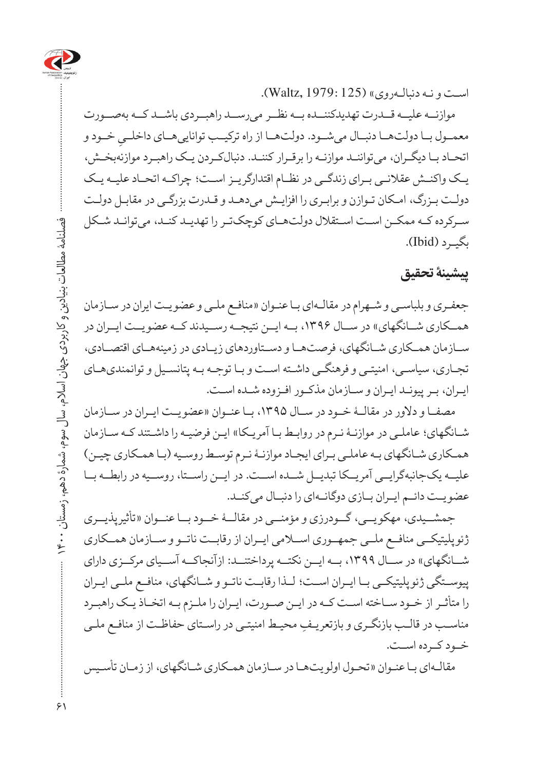است و نـه دنبالـه‌روی» (Waltz, 1979: 125).

موازنـه علیـه قـدرت تهدیدکننـده بـه نظـر می‌رسـد راهبـردی باشـد کـه به‌صـورت معمـول بـا دولت‌هـا دنبـال می‌شـود. دولت‌هـا از راه ترکیـب توانایی‌هـای داخلـیِ خـود و اتحـاد بـا دیگـران، می‌تواننـد موازنـه را برقـرار کننـد. دنبال‌کـردن یـک راهبـرد موازنه‌بخـش، یـک واکنـش عقلانـی بـرای زندگـی در نظـام اقتدارگریـز اسـت؛ چراکـه اتحـاد علیـه یـک دولـت بـزرگ، امـکان تـوازن و برابـری را افزایـش می‌دهـد و قـدرت بزرگـی در مقابـل دولـت سـرکرده کـه ممکـن اسـت اسـتقلال دولت‌هـای کوچک‌تـر را تهدیـد کنـد، می‌توانـد شـکل بگیـرد (Ibid).

## پیشینۀ تحقیق

جعفـری و بلباسـی و شـهرام در مقالـه‌ای بـا عنـوان «منافـع ملـی و عضویـت ایران در سـازمان همـکاری شـانگهای» در سـال ۱۳۹۶، بـه ایـن نتیجـه رسـیدند کـه عضویـت ایـران در سـازمان همـکاری شـانگهای، فرصت‌هـا و دسـتاوردهای زیـادی در زمینه‌هـای اقتصـادی، تجـاری، سیاسـی، امنیتـی و فرهنگـی داشـته اسـت و بـا توجـه بـه پتانسـیل و توانمندی‌هـای ایـران، بـر پیونـد ایـران و سـازمان مذکـور افـزوده شـده اسـت.

مصفـا و دلاور در مقالـۀ خـود در سـال ۱۳۹۵، بـا عنـوان «عضویـت ایـران در سـازمان شـانگهای؛ عاملـی در موازنـۀ نـرم در روابـط بـا آمریـکا» ایـن فرضیـه را داشـتند کـه سـازمان همـکاری شـانگهای بـه عاملـی بـرای ایجـاد موازنـۀ نـرم توسـط روسـیه (بـا همـکاری چیـن) علیـه یک‌جانبه‌گرایـی آمریـکا تبدیـل شـده اسـت. در ایـن راسـتا، روسـیه در رابطـه بـا عضویـت دائـم ایـران بـازی دوگانـه‌ای را دنبـال می‌کنـد.

جمشـیدی، مهکویـی، گـودرزی و مؤمنـی در مقالـۀ خـود بـا عنـوان «تأثیرپذیـری ژئوپلیتیکـی منافـع ملـی جمهـوری اسـلامی ایـران از رقابـت ناتـو و سـازمان همـکاری شـانگهای» در سـال ۱۳۹۹، بـه ایـن نکتـه پرداختنـد: ازآنجاکـه آسـیای مرکـزی دارای پیوسـتگی ژئوپلیتیکـی بـا ایـران اسـت؛ لـذا رقابـت ناتـو و شـانگهای، منافـع ملـی ایـران را متأثـر از خـود سـاخته اسـت کـه در ایـن صـورت، ایـران را ملـزم بـه اتخـاذ یـک راهبـرد مناسـب در قالـب بازنگـری و بازتعریـفِ محیـط امنیتـی در راسـتای حفاظـت از منافـع ملـی خـود کـرده اسـت.

مقالـه‌ای بـا عنـوان «تحـول اولویت‌هـا در سـازمان همـکاری شـانگهای، از زمـان تأسـیس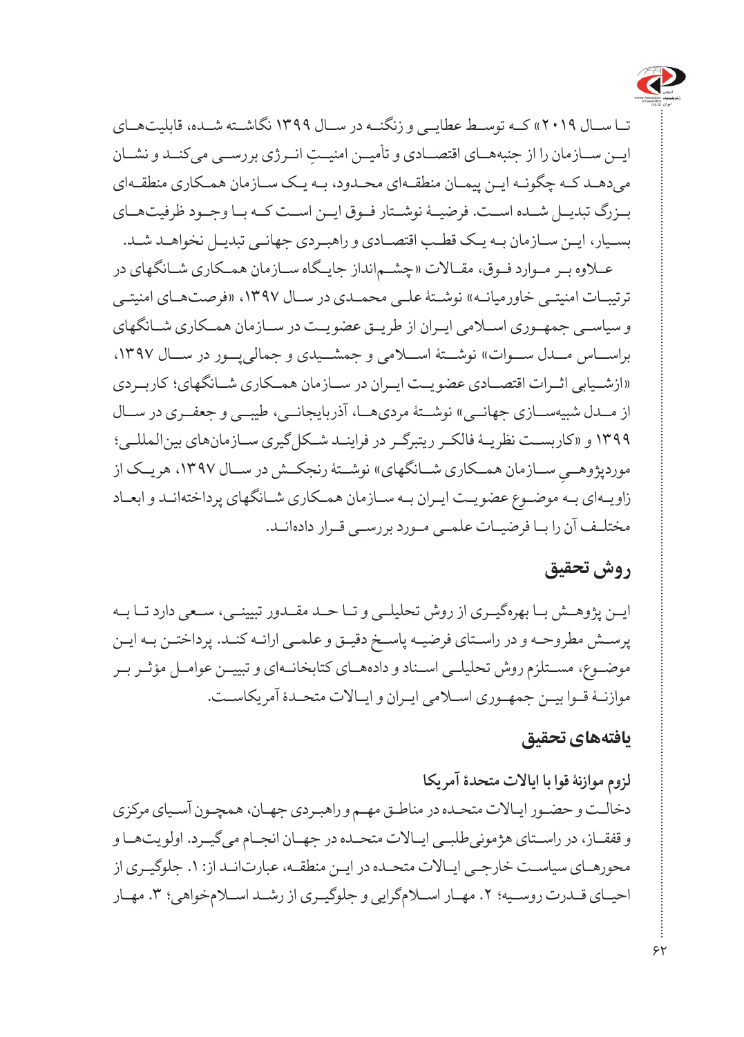تا سال ۲۰۱۹» که توسط عطایی و زنگنه در سال ۱۳۹۹ نگاشته شده، قابلیت‌های این سازمان را از جنبه‌های اقتصادی و تأمین امنیتِ انرژی بررسی می‌کند و نشان می‌دهد که چگونه این پیمان منطقه‌ای محدود، به یک سازمان همکاری منطقه‌ای بزرگ تبدیل شده است. فرضیهٔ نوشتار فوق این است که با وجود ظرفیت‌های بسیار، این سازمان به یک قطب اقتصادی و راهبردی جهانی تبدیل نخواهد شد.

علاوه بر موارد فوق، مقالات «چشم‌انداز جایگاه سازمان همکاری شانگهای در ترتیبات امنیتی خاورمیانه» نوشتهٔ علی محمدی در سال ۱۳۹۷، «فرصت‌های امنیتی و سیاسی جمهوری اسلامی ایران از طریق عضویت در سازمان همکاری شانگهای براساس مدل سوات» نوشتهٔ اسلامی و جمشیدی و جمالی‌پور در سال ۱۳۹۷، «ارزشیابی اثرات اقتصادی عضویت ایران در سازمان همکاری شانگهای؛ کاربردی از مدل شبیه‌سازی جهانی» نوشتهٔ مردی‌ها، آذربایجانی، طیبی و جعفری در سال ۱۳۹۹ و «کاربست نظریهٔ فالکر ریتبرگر در فرایند شکل‌گیری سازمان‌های بین‌المللی؛ موردپژوهیِ سازمان همکاری شانگهای» نوشتهٔ رنجکش در سال ۱۳۹۷، هریک از زاویه‌ای به موضوع عضویت ایران به سازمان همکاری شانگهای پرداخته‌اند و ابعاد مختلف آن را با فرضیات علمی مورد بررسی قرار داده‌اند.

## روش تحقیق

این پژوهش با بهره‌گیری از روش تحلیلی و تا حد مقدور تبیینی، سعی دارد تا به پرسش مطروحه و در راستای فرضیه پاسخ دقیق و علمی ارائه کند. پرداختن به این موضوع، مستلزم روش تحلیلی اسناد و داده‌های کتابخانه‌ای و تبیین عوامل مؤثر بر موازنهٔ قوا بین جمهوری اسلامی ایران و ایالات متحدهٔ آمریکاست.

## یافته‌های تحقیق

### لزوم موازنهٔ قوا با ایالات متحدهٔ آمریکا

دخالت و حضور ایالات متحده در مناطق مهم و راهبردی جهان، همچون آسیای مرکزی و قفقاز، در راستای هژمونی‌طلبی ایالات متحده در جهان انجام می‌گیرد. اولویت‌ها و محورهای سیاست خارجی ایالات متحده در این منطقه، عبارت‌اند از: ۱. جلوگیری از احیای قدرت روسیه؛ ۲. مهار اسلام‌گرایی و جلوگیری از رشد اسلام‌خواهی؛ ۳. مهار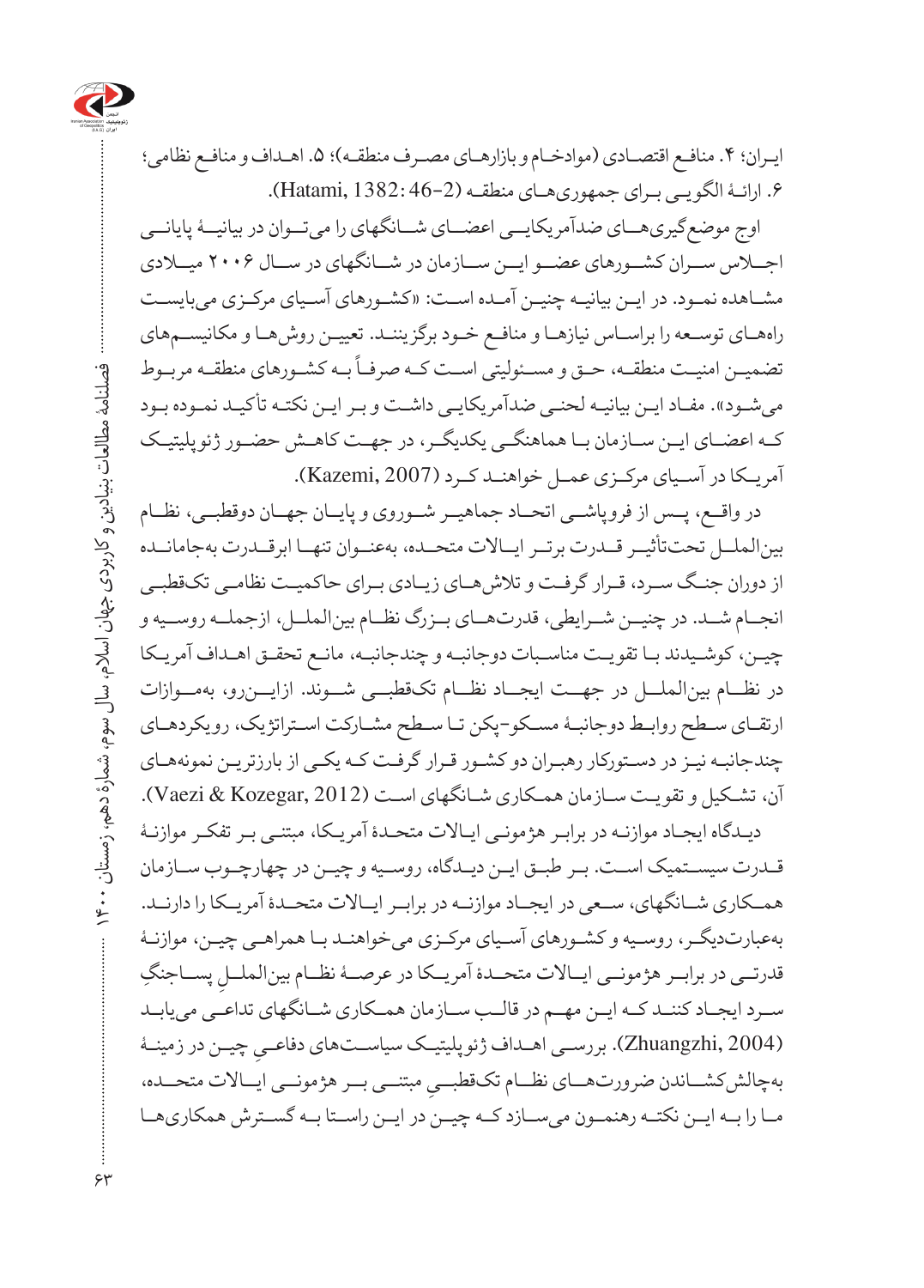ایـران؛ ۴. منافـع اقتصـادی (موادخـام و بازارهـای مصـرف منطقـه)؛ ۵. اهـداف و منافـع نظامی؛ ۶. ارائـۀ الگویـی بـرای جمهوری‌هـای منطقـه (Hatami, 1382: 46-2).

اوج موضع‌گیری‌هـای ضدآمریکایـی اعضـای شـانگهای را می‌تـوان در بیانیـۀ پایانـی اجـلاس سـران کشـورهای عضـو ایـن سـازمان در شـانگهای در سـال ۲۰۰۶ میـلادی مشـاهده نمـود. در ایـن بیانیـه چنیـن آمـده اسـت: «کشـورهای آسـیای مرکـزی می‌بایسـت راه‌هـای توسـعه را براسـاس نیازهـا و منافـع خـود برگزیننـد. تعییـن روش‌هـا و مکانیسـم‌های تضمیـن امنیـت منطقـه، حـق و مسـئولیتی اسـت کـه صرفـاً بـه کشـورهای منطقـه مربـوط می‌شـود». مفـاد ایـن بیانیـه لحنـی ضدآمریکایـی داشـت و بـر ایـن نکتـه تأکیـد نمـوده بـود کـه اعضـای ایـن سـازمان بـا هماهنگـی یکدیگـر، در جهـت کاهـش حضـور ژئوپلیتیـک آمریـکا در آسـیای مرکـزی عمـل خواهنـد کـرد (Kazemi, 2007).

در واقـع، پـس از فروپاشـی اتحـاد جماهیـر شـوروی و پایـان جهـان دوقطبـی، نظـام بین‌الملـل تحت‌تأثیـر قـدرت برتـر ایـالات متحـده، به‌عنـوان تنهـا ابرقـدرت به‌جامانـده از دوران جنـگ سـرد، قـرار گرفـت و تلاش‌هـای زیـادی بـرای حاکمیـت نظامـی تک‌قطبـی انجـام شـد. در چنیـن شـرایطی، قدرت‌هـای بـزرگ نظـام بین‌الملـل، ازجملـه روسـیه و چیـن، کوشـیدند بـا تقویـت مناسـبات دوجانبـه و چندجانبـه، مانـع تحقـق اهـداف آمریـکا در نظـام بین‌الملـل در جهـت ایجـاد نظـام تک‌قطبـی شـوند. ازایـن‌رو، به‌مـوازات ارتقـای سـطح روابـط دوجانبـۀ مسـکو-پکن تـا سـطح مشـارکت اسـتراتژیک، رویکردهـای چندجانبـه نیـز در دسـتورکار رهبـران دو کشـور قـرار گرفـت کـه یکـی از بارزتریـن نمونه‌هـای آن، تشـکیل و تقویـت سـازمان همـکاری شـانگهای اسـت (Vaezi & Kozegar, 2012).

دیـدگاه ایجـاد موازنـه در برابـر هژمونـی ایـالات متحـدۀ آمریـکا، مبتنـی بـر تفکـر موازنـۀ قـدرت سیسـتمیک اسـت. بـر طبـق ایـن دیـدگاه، روسـیه و چیـن در چهارچـوب سـازمان همـکاری شـانگهای، سـعی در ایجـاد موازنـه در برابـر ایـالات متحـدۀ آمریـکا را دارنـد. به‌عبارت‌دیگـر، روسـیه و کشـورهای آسـیای مرکـزی می‌خواهنـد بـا همراهـی چیـن، موازنـۀ قدرتـی در برابـر هژمونـی ایـالات متحـدۀ آمریـکا در عرصـۀ نظـام بین‌الملـلِ پسـاجنگِ سـرد ایجـاد کننـد کـه ایـن مهـم در قالـب سـازمان همـکاری شـانگهای تداعـی می‌یابـد (Zhuangzhi, 2004). بررسـی اهـداف ژئوپلیتیـک سیاسـت‌های دفاعـیِ چیـن در زمینـۀ به‌چالش‌کشـاندن ضرورت‌هـای نظـام تک‌قطبـیِ مبتنـی بـر هژمونـی ایـالات متحـده، مـا را بـه ایـن نکتـه رهنمـون می‌سـازد کـه چیـن در ایـن راسـتا بـه گسـترش همکاری‌هـا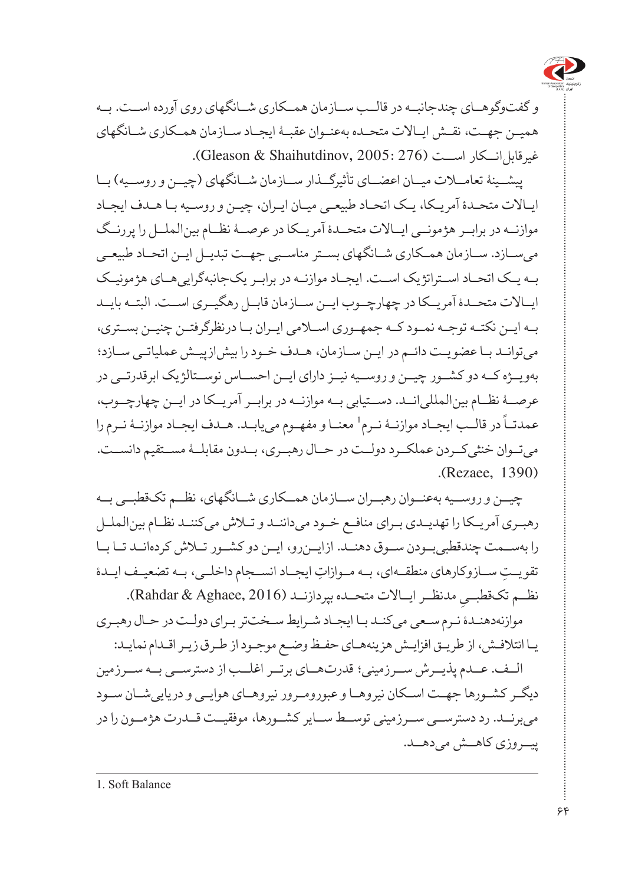و گفت‌وگوهای چندجانبه در قالب سازمان همکاری شانگهای روی آورده است. به همین جهت، نقش ایالات متحده به‌عنوان عقبهٔ ایجاد سازمان همکاری شانگهای غیرقابل‌انکار است (Gleason & Shaihutdinov, 2005: 276).

پیشینهٔ تعاملات میان اعضای تأثیرگذار سازمان شانگهای (چین و روسیه) با ایالات متحدهٔ آمریکا، یک اتحاد طبیعی میان ایران، چین و روسیه با هدف ایجاد موازنه در برابر هژمونی ایالات متحدهٔ آمریکا در عرصهٔ نظام بین‌الملل را پررنگ می‌سازد. سازمان همکاری شانگهای بستر مناسبی جهت تبدیل این اتحاد طبیعی به یک اتحاد استراتژیک است. ایجاد موازنه در برابر یک‌جانبه‌گرایی‌های هژمونیک ایالات متحدهٔ آمریکا در چهارچوب این سازمان قابل رهگیری است. البته باید به این نکته توجه نمود که جمهوری اسلامی ایران با درنظرگرفتن چنین بستری، می‌تواند با عضویت دائم در این سازمان، هدف خود را بیش‌ازپیش عملیاتی سازد؛ به‌ویژه که دو کشور چین و روسیه نیز دارای این احساس نوستالژیک ابرقدرتی در عرصهٔ نظام بین‌المللی‌اند. دستیابی به موازنه در برابر آمریکا در این چهارچوب، عمدتاً در قالب ایجاد موازنهٔ نرم[1] معنا و مفهوم می‌یابد. هدف ایجاد موازنهٔ نرم را می‌توان خنثی‌کردن عملکرد دولت در حال رهبری، بدون مقابلهٔ مستقیم دانست (Rezaee, 1390).

چین و روسیه به‌عنوان رهبران سازمان همکاری شانگهای، نظم تک‌قطبی به رهبری آمریکا را تهدیدی برای منافع خود می‌دانند و تلاش می‌کنند نظام بین‌الملل را به‌سمت چندقطبی‌بودن سوق دهند. ازاین‌رو، این دو کشور تلاش کرده‌اند تا با تقویتِ سازوکارهای منطقه‌ای، به موازاتِ ایجاد انسجام داخلی، به تضعیف ایدهٔ نظم تک‌قطبیِ مدنظر ایالات متحده بپردازند (Rahdar & Aghaee, 2016).

موازنه‌دهندهٔ نرم سعی می‌کند با ایجاد شرایط سخت‌تر برای دولت در حال رهبری یا ائتلافش، از طریق افزایش هزینه‌های حفظ وضع موجود از طرق زیر اقدام نماید:

الف. عدم پذیرش سرزمینی؛ قدرت‌های برتر اغلب از دسترسی به سرزمین دیگر کشورها جهت اسکان نیروها و عبورومرور نیروهای هوایی و دریایی‌شان سود می‌برند. رد دسترسی سرزمینی توسط سایر کشورها، موفقیت قدرت هژمون را در پیروزی کاهش می‌دهد.

---

1. Soft Balance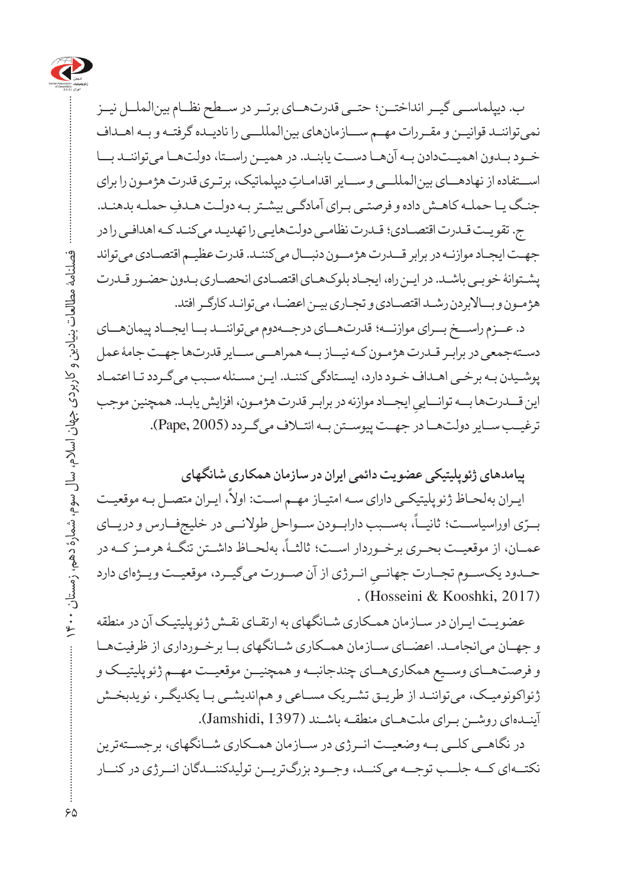ب. دیپلماسی گیر انداختن؛ حتی قدرت‌های برتر در سطح نظام بین‌الملل نیز نمی‌توانند قوانین و مقررات مهم سازمان‌های بین‌المللی را نادیده گرفته و به اهداف خود بدون اهمیت‌دادن به آن‌ها دست یابند. در همین راستا، دولت‌ها می‌توانند با استفاده از نهادهای بین‌المللی و سایر اقداماتِ دیپلماتیک، برتری قدرت هژمون را برای جنگ یا حمله کاهش داده و فرصتی برای آمادگی بیشتر به دولت هدفِ حمله بدهند.

ج. تقویت قدرت اقتصادی؛ قدرت نظامی دولت‌هایی را تهدید می‌کند که اهدافی را در جهت ایجاد موازنه در برابر قدرت هژمون دنبال می‌کنند. قدرت عظیم اقتصادی می‌تواند پشتوانهٔ خوبی باشد. در این راه، ایجاد بلوک‌های اقتصادی انحصاری بدون حضور قدرت هژمون و بالابردن رشد اقتصادی و تجاری بین اعضا، می‌تواند کارگر افتد.

د. عزم راسخ برای موازنه؛ قدرت‌های درجه‌دوم می‌توانند با ایجاد پیمان‌های دسته‌جمعی در برابر قدرت هژمون که نیاز به همراهی سایر قدرت‌ها جهت جامهٔ عمل پوشیدن به برخی اهداف خود دارد، ایستادگی کنند. این مسئله سبب می‌گردد تا اعتماد این قدرت‌ها به توانایی ایجاد موازنه در برابر قدرت هژمون، افزایش یابد. همچنین موجب ترغیب سایر دولت‌ها در جهت پیوستن به ائتلاف می‌گردد (Pape, 2005).

## پیامدهای ژئوپلیتیکی عضویت دائمی ایران در سازمان همکاری شانگهای

ایران به‌لحاظ ژئوپلیتیکی دارای سه امتیاز مهم است: اولاً، ایران متصل به موقعیت برّی اوراسیاست؛ ثانیاً، به‌سبب دارابودن سواحل طولانی در خلیج‌فارس و دریای عمان، از موقعیت بحری برخوردار است؛ ثالثاً، به‌لحاظ داشتن تنگهٔ هرمز که در حدود یک‌سوم تجارت جهانیِ انرژی از آن صورت می‌گیرد، موقعیت ویژه‌ای دارد (Hosseini & Kooshki, 2017).

عضویت ایران در سازمان همکاری شانگهای به ارتقای نقش ژئوپلیتیک آن در منطقه و جهان می‌انجامد. اعضای سازمان همکاری شانگهای با برخورداری از ظرفیت‌ها و فرصت‌های وسیع همکاری‌های چندجانبه و همچنین موقعیت مهم ژئوپلیتیک و ژئواکونومیک، می‌توانند از طریق تشریک مساعی و هم‌اندیشی با یکدیگر، نویدبخش آینده‌ای روشن برای ملت‌های منطقه باشند (Jamshidi, 1397).

در نگاهی کلی به وضعیت انرژی در سازمان همکاری شانگهای، برجسته‌ترین نکته‌ای که جلب توجه می‌کند، وجود بزرگ‌ترین تولیدکنندگان انرژی در کنار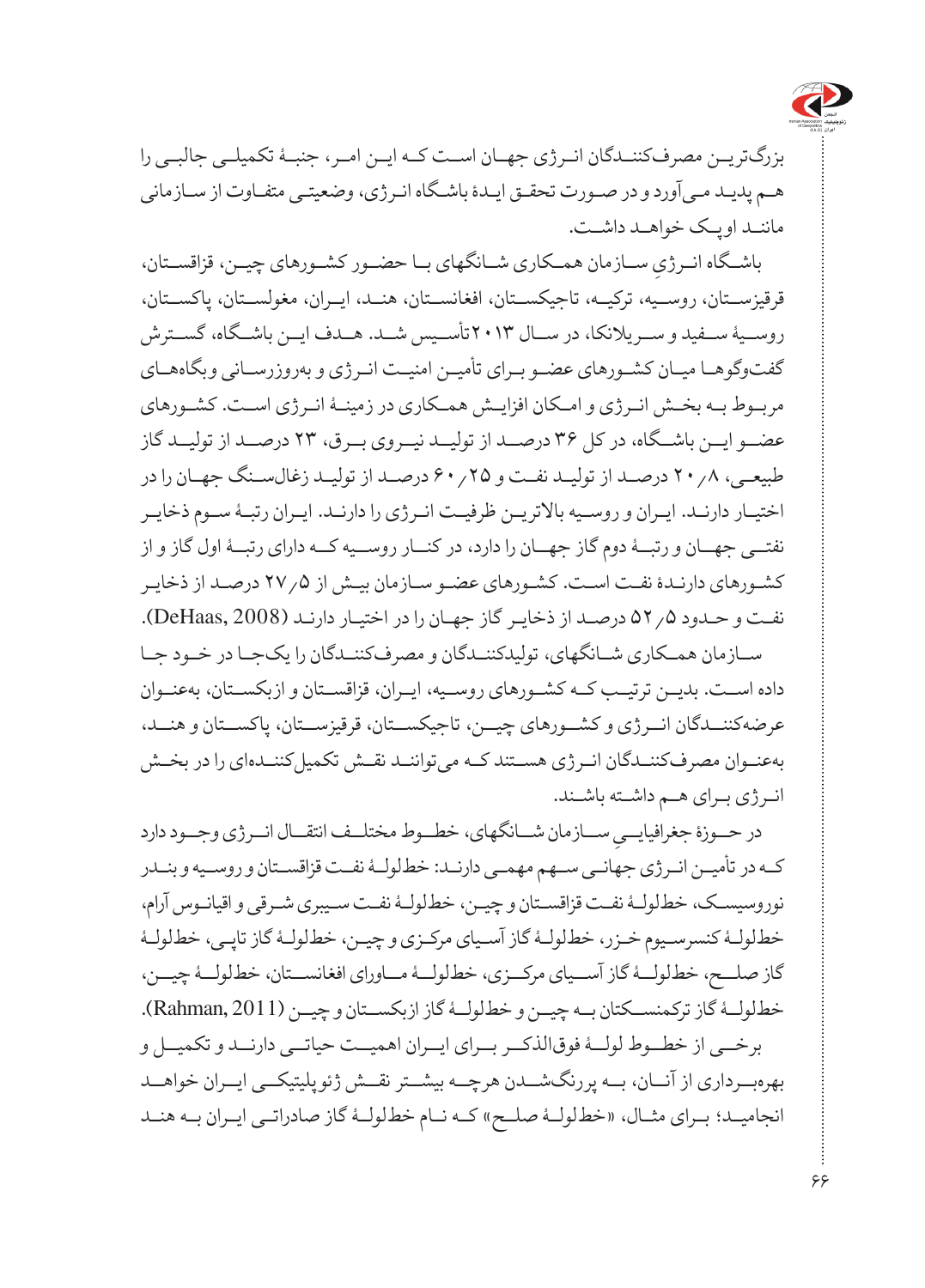بزرگ‌ترین مصرف‌کنندگان انرژی جهان است که این امر، جنبهٔ تکمیلی جالبی را هم پدید می‌آورد و در صورت تحقق ایدهٔ باشگاه انرژی، وضعیتی متفاوت از سازمانی مانند اوپک خواهد داشت.

باشگاه انرژیِ سازمان همکاری شانگهای با حضور کشورهای چین، قزاقستان، قرقیزستان، روسیه، ترکیه، تاجیکستان، افغانستان، هند، ایران، مغولستان، پاکستان، روسیهٔ سفید و سریلانکا، در سال ۲۰۱۳ تأسیس شد. هدف این باشگاه، گسترش گفت‌وگوها میان کشورهای عضو برای تأمین امنیت انرژی و به‌روزرسانی وبگاه‌های مربوط به بخش انرژی و امکان افزایش همکاری در زمینهٔ انرژی است. کشورهای عضو این باشگاه، در کل ۳۶ درصد از تولید نیروی برق، ۲۳ درصد از تولید گاز طبیعی، ۲۰٫۸ درصد از تولید نفت و ۶۰٫۲۵ درصد از تولید زغال‌سنگ جهان را در اختیار دارند. ایران و روسیه بالاترین ظرفیت انرژی را دارند. ایران رتبهٔ سوم ذخایر نفتی جهان و رتبهٔ دوم گاز جهان را دارد، در کنار روسیه که دارای رتبهٔ اول گاز و از کشورهای دارندهٔ نفت است. کشورهای عضو سازمان بیش از ۲۷٫۵ درصد از ذخایر نفت و حدود ۵۲٫۵ درصد از ذخایر گاز جهان را در اختیار دارند (DeHaas, 2008).

سازمان همکاری شانگهای، تولیدکنندگان و مصرف‌کنندگان را یک‌جا در خود جا داده است. بدین ترتیب که کشورهای روسیه، ایران، قزاقستان و ازبکستان، به‌عنوان عرضه‌کنندگان انرژی و کشورهای چین، تاجیکستان، قرقیزستان، پاکستان و هند، به‌عنوان مصرف‌کنندگان انرژی هستند که می‌توانند نقش تکمیل‌کننده‌ای را در بخش انرژی برای هم داشته باشند.

در حوزهٔ جغرافیاییِ سازمان شانگهای، خطوط مختلف انتقال انرژی وجود دارد که در تأمین انرژی جهانی سهم مهمی دارند: خط‌لولهٔ نفت قزاقستان و روسیه و بندر نوروسیسک، خط‌لولهٔ نفت قزاقستان و چین، خط‌لولهٔ نفت سیبری شرقی و اقیانوس آرام، خط‌لولهٔ کنسرسیوم خزر، خط‌لولهٔ گاز آسیای مرکزی و چین، خط‌لولهٔ گاز تاپی، خط‌لولهٔ گاز صلح، خط‌لولهٔ گاز آسیای مرکزی، خط‌لولهٔ ماورای افغانستان، خط‌لولهٔ چین، خط‌لولهٔ گاز ترکمنستان به چین و خط‌لولهٔ گاز ازبکستان و چین (Rahman, 2011).

برخی از خطوط لولهٔ فوق‌الذکر برای ایران اهمیت حیاتی دارند و تکمیل و بهره‌برداری از آنان، به پررنگ‌شدن هرچه بیشتر نقش ژئوپلیتیکی ایران خواهد انجامید؛ برای مثال، «خط‌لولهٔ صلح» که نام خط‌لولهٔ گاز صادراتی ایران به هند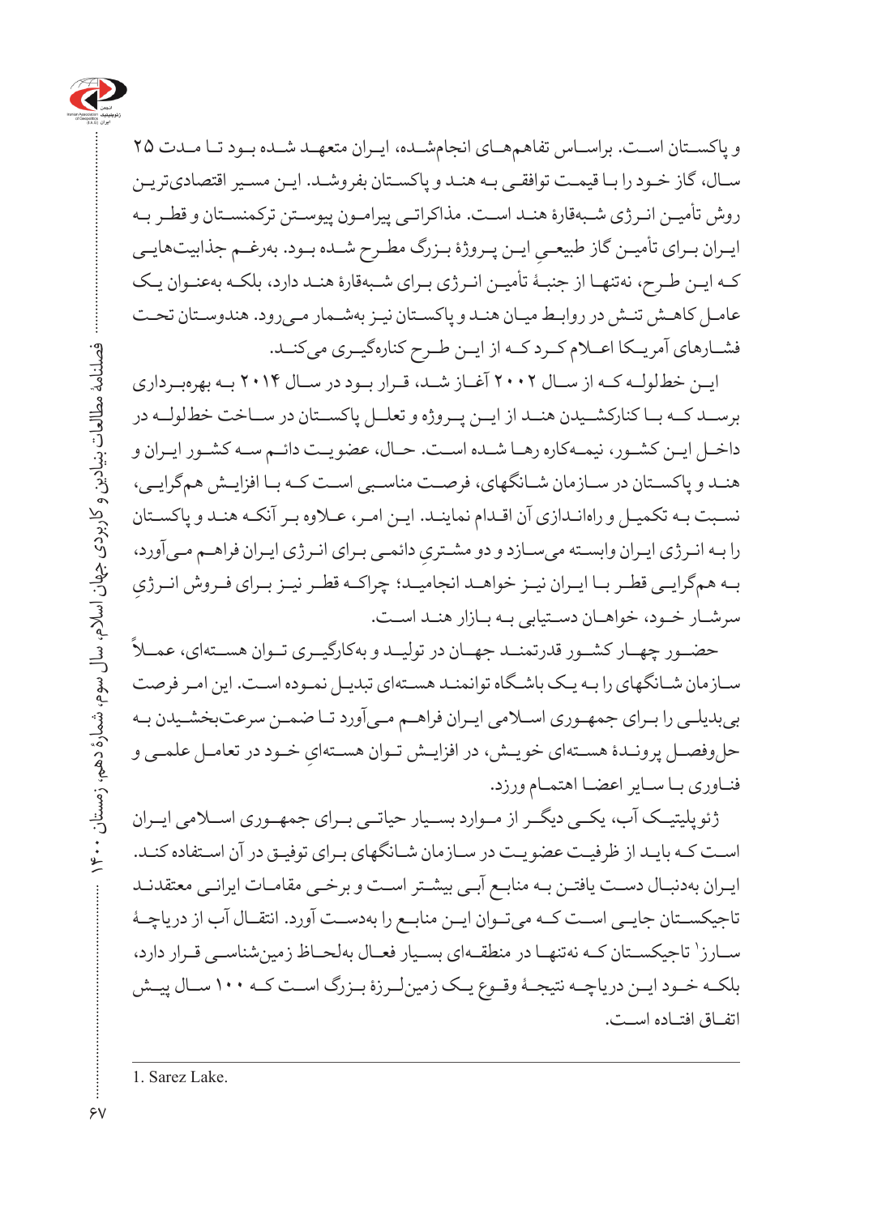و پاکستان است. براساس تفاهم‌های انجام‌شده، ایران متعهد شده بود تا مدت ۲۵ سال، گاز خود را با قیمت توافقی به هند و پاکستان بفروشد. این مسیر اقتصادی‌ترین روش تأمین انرژی شبه‌قارهٔ هند است. مذاکراتی پیرامون پیوستن ترکمنستان و قطر به ایران برای تأمین گاز طبیعیِ این پروژهٔ بزرگ مطرح شده بود. به‌رغم جذابیت‌هایی که این طرح، نه‌تنها از جنبهٔ تأمین انرژی برای شبه‌قارهٔ هند دارد، بلکه به‌عنوان یک عامل کاهش تنش در روابط میان هند و پاکستان نیز به‌شمار می‌رود. هندوستان تحت فشارهای آمریکا اعلام کرد که از این طرح کناره‌گیری می‌کند.

این خط‌لوله که از سال ۲۰۰۲ آغاز شد، قرار بود در سال ۲۰۱۴ به بهره‌برداری برسد که با کنارکشیدن هند از این پروژه و تعلل پاکستان در ساخت خط‌لوله در داخل این کشور، نیمه‌کاره رها شده است. حال، عضویت دائم سه کشور ایران و هند و پاکستان در سازمان شانگهای، فرصت مناسبی است که با افزایش هم‌گرایی، نسبت به تکمیل و راه‌اندازی آن اقدام نمایند. این امر، علاوه بر آنکه هند و پاکستان را به انرژی ایران وابسته می‌سازد و دو مشتریِ دائمی برای انرژی ایران فراهم می‌آورد، به هم‌گرایی قطر با ایران نیز خواهد انجامید؛ چراکه قطر نیز برای فروش انرژیِ سرشار خود، خواهان دستیابی به بازار هند است.

حضور چهار کشور قدرتمند جهان در تولید و به‌کارگیری توان هسته‌ای، عملاً سازمان شانگهای را به یک باشگاه توانمند هسته‌ای تبدیل نموده است. این امر فرصت بی‌بدیلی را برای جمهوری اسلامی ایران فراهم می‌آورد تا ضمن سرعت‌بخشیدن به حل‌وفصل پروندهٔ هسته‌ای خویش، در افزایش توان هسته‌ایِ خود در تعامل علمی و فناوری با سایر اعضا اهتمام ورزد.

ژئوپلیتیک آب، یکی دیگر از موارد بسیار حیاتی برای جمهوری اسلامی ایران است که باید از ظرفیت عضویت در سازمان شانگهای برای توفیق در آن استفاده کند. ایران به‌دنبال دست یافتن به منابع آبی بیشتر است و برخی مقامات ایرانی معتقدند تاجیکستان جایی است که می‌توان این منابع را به‌دست آورد. انتقال آب از دریاچهٔ سارز[1] تاجیکستان که نه‌تنها در منطقه‌ای بسیار فعال به‌لحاظ زمین‌شناسی قرار دارد، بلکه خود این دریاچه نتیجهٔ وقوع یک زمین‌لرزهٔ بزرگ است که ۱۰۰ سال پیش اتفاق افتاده است.

---

1. Sarez Lake.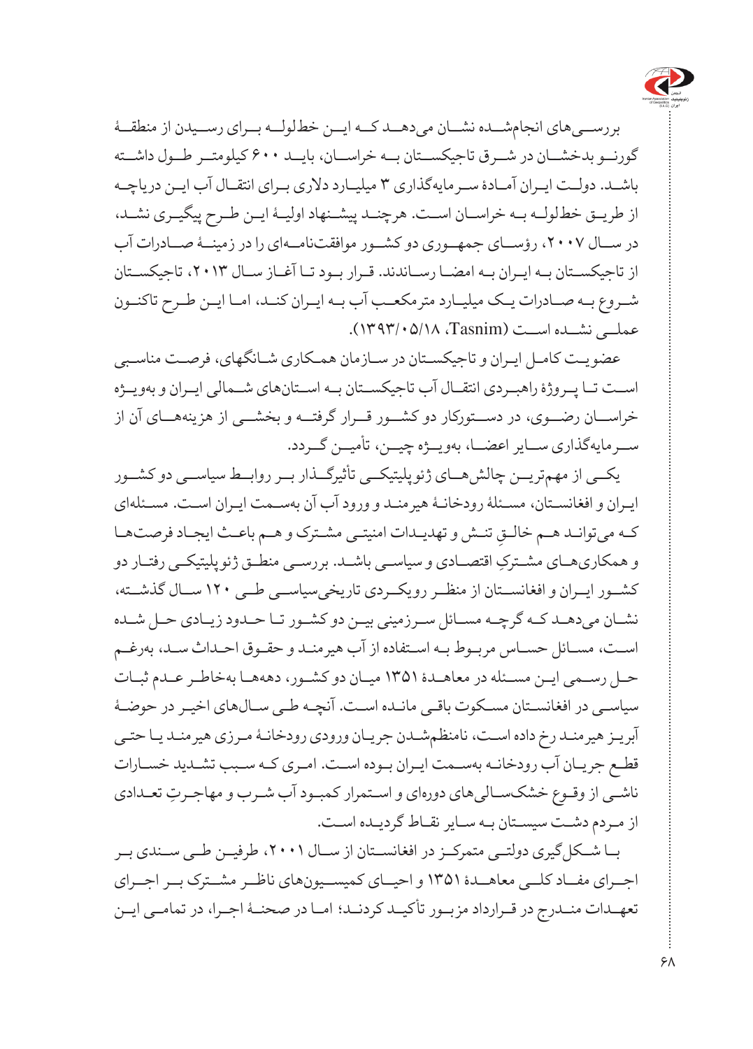بررسی‌های انجام‌شده نشان می‌دهد که این خط‌لوله برای رسیدن از منطقهٔ گورنو بدخشان در شرق تاجیکستان به خراسان، باید ۶۰۰ کیلومتر طول داشته باشد. دولت ایران آمادهٔ سرمایه‌گذاری ۳ میلیارد دلاری برای انتقال آب این دریاچه از طریق خط‌لوله به خراسان است. هرچند پیشنهاد اولیهٔ این طرح پیگیری نشد، در سال ۲۰۰۷، رؤسای جمهوری دو کشور موافقت‌نامه‌ای را در زمینهٔ صادرات آب از تاجیکستان به ایران به امضا رساندند. قرار بود تا آغاز سال ۲۰۱۳، تاجیکستان شروع به صادرات یک میلیارد مترمکعب آب به ایران کند، اما این طرح تاکنون عملی نشده است (Tasnim، ۱۳۹۳/۰۵/۱۸).

عضویت کامل ایران و تاجیکستان در سازمان همکاری شانگهای، فرصت مناسبی است تا پروژهٔ راهبردی انتقال آب تاجیکستان به استان‌های شمالی ایران و به‌ویژه خراسان رضوی، در دستورکار دو کشور قرار گرفته و بخشی از هزینه‌های آن از سرمایه‌گذاری سایر اعضا، به‌ویژه چین، تأمین گردد.

یکی از مهم‌ترین چالش‌های ژئوپلیتیکی تأثیرگذار بر روابط سیاسی دو کشور ایران و افغانستان، مسئلهٔ رودخانهٔ هیرمند و ورود آب آن به‌سمت ایران است. مسئله‌ای که می‌تواند هم خالقِ تنش و تهدیدات امنیتی مشترک و هم باعث ایجاد فرصت‌ها و همکاری‌های مشترکِ اقتصادی و سیاسی باشد. بررسی منطق ژئوپلیتیکی رفتار دو کشور ایران و افغانستان از منظر رویکردی تاریخی‌سیاسی طی ۱۲۰ سال گذشته، نشان می‌دهد که گرچه مسائل سرزمینی بین دو کشور تا حدود زیادی حل شده است، مسائل حساس مربوط به استفاده از آب هیرمند و حقوق احداث سد، به‌رغم حل رسمی این مسئله در معاهدهٔ ۱۳۵۱ میان دو کشور، دهه‌ها به‌خاطر عدم ثبات سیاسی در افغانستان مسکوت باقی مانده است. آنچه طی سال‌های اخیر در حوضهٔ آبریز هیرمند رخ داده است، نامنظم‌شدن جریان ورودی رودخانهٔ مرزی هیرمند یا حتی قطع جریان آب رودخانه به‌سمت ایران بوده است. امری که سبب تشدید خسارات ناشی از وقوع خشکسالی‌های دوره‌ای و استمرار کمبود آب شرب و مهاجرتِ تعدادی از مردم دشت سیستان به سایر نقاط گردیده است.

با شکل‌گیری دولتی متمرکز در افغانستان از سال ۲۰۰۱، طرفین طی سندی بر اجرای مفاد کلی معاهدهٔ ۱۳۵۱ و احیای کمیسیون‌های ناظر مشترک بر اجرای تعهدات مندرج در قرارداد مزبور تأکید کردند؛ اما در صحنهٔ اجرا، در تمامی این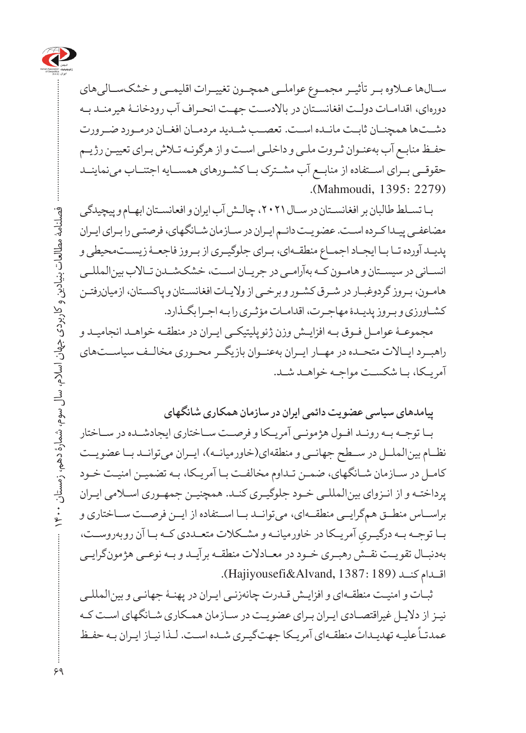سال‌ها علاوه بر تأثیر مجموع عواملی همچون تغییرات اقلیمی و خشکسالی‌های دوره‌ای، اقدامات دولت افغانستان در بالادست جهت انحراف آب رودخانهٔ هیرمند به دشت‌ها همچنان ثابت مانده است. تعصب شدید مردمان افغان درمورد ضرورت حفظ منابع آب به‌عنوان ثروت ملی و داخلی است و از هرگونه تلاش برای تعیین رژیم حقوقی برای استفاده از منابع آب مشترک با کشورهای همسایه اجتناب می‌نمایند (Mahmoudi, 1395: 2279).

با تسلط طالبان بر افغانستان در سال ۲۰۲۱، چالش آب ایران و افغانستان ابهام و پیچیدگی مضاعفی پیدا کرده است. عضویت دائم ایران در سازمان شانگهای، فرصتی را برای ایران پدید آورده تا با ایجاد اجماع منطقه‌ای، برای جلوگیری از بروز فاجعهٔ زیست‌محیطی و انسانی در سیستان و هامون که به‌آرامی در جریان است، خشک‌شدن تالاب بین‌المللی هامون، بروز گردوغبار در شرق کشور و برخی از ولایات افغانستان و پاکستان، ازمیان‌رفتن کشاورزی و بروز پدیدهٔ مهاجرت، اقدامات مؤثری را به اجرا بگذارد.

مجموعهٔ عوامل فوق به افزایش وزن ژئوپلیتیکی ایران در منطقه خواهد انجامید و راهبرد ایالات متحده در مهار ایران به‌عنوان بازیگر محوری مخالف سیاست‌های آمریکا، با شکست مواجه خواهد شد.

## پیامدهای سیاسی عضویت دائمی ایران در سازمان همکاری شانگهای

با توجه به روند افول هژمونی آمریکا و فرصت ساختاری ایجادشده در ساختار نظام بین‌الملل در سطح جهانی و منطقه‌ای(خاورمیانه)، ایران می‌تواند با عضویت کامل در سازمان شانگهای، ضمن تداوم مخالفت با آمریکا، به تضمین امنیت خود پرداخته و از انزوای بین‌المللی خود جلوگیری کند. همچنین جمهوری اسلامی ایران براساس منطق همگرایی منطقه‌ای، می‌تواند با استفاده از این فرصت ساختاری و با توجه به درگیری آمریکا در خاورمیانه و مشکلات متعددی که با آن روبه‌روست، به‌دنبال تقویت نقش رهبری خود در معادلات منطقه برآید و به نوعی هژمون‌گرایی اقدام کند (Hajiyousefi&Alvand, 1387: 189).

ثبات و امنیت منطقه‌ای و افزایش قدرت چانه‌زنی ایران در پهنهٔ جهانی و بین‌المللی نیز از دلایل غیراقتصادی ایران برای عضویت در سازمان همکاری شانگهای است که عمدتاً علیه تهدیدات منطقه‌ای آمریکا جهت‌گیری شده است. لذا نیاز ایران به حفظ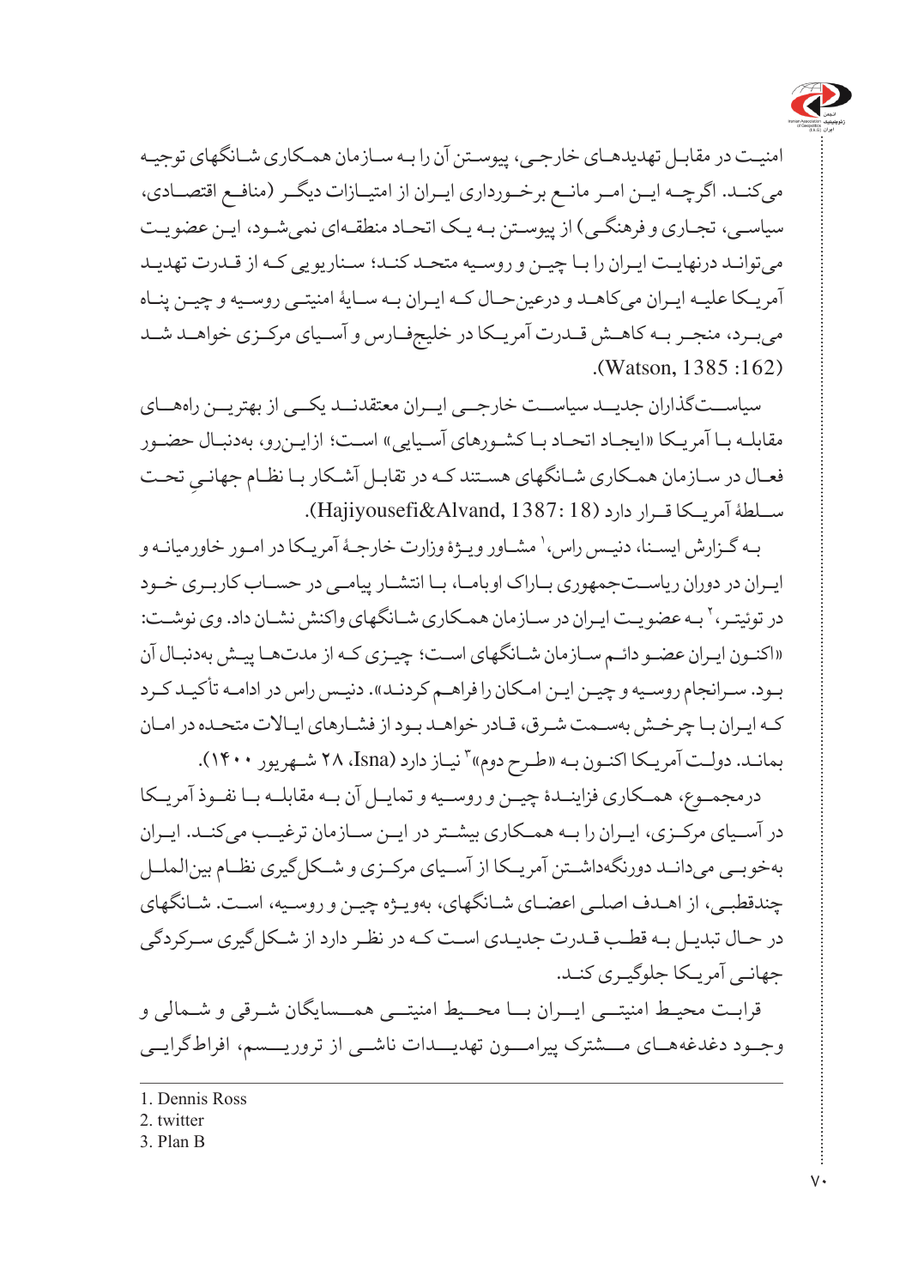امنیت در مقابل تهدیدهای خارجی، پیوستن آن را به سازمان همکاری شانگهای توجیه می‌کند. اگرچه این امر مانع برخورداری ایران از امتیازات دیگر (منافع اقتصادی، سیاسی، تجاری و فرهنگی) از پیوستن به یک اتحاد منطقه‌ای نمی‌شود، این عضویت می‌تواند درنهایت ایران را با چین و روسیه متحد کند؛ سناریویی که از قدرت تهدید آمریکا علیه ایران می‌کاهد و درعین‌حال که ایران به سایهٔ امنیتی روسیه و چین پناه می‌برد، منجر به کاهش قدرت آمریکا در خلیج‌فارس و آسیای مرکزی خواهد شد (Watson, 1385 :162).

سیاست‌گذاران جدید سیاست خارجی ایران معتقدند یکی از بهترین راه‌های مقابله با آمریکا «ایجاد اتحاد با کشورهای آسیایی» است؛ ازاین‌رو، به‌دنبال حضور فعال در سازمان همکاری شانگهای هستند که در تقابل آشکار با نظام جهانیِ تحت سلطهٔ آمریکا قرار دارد (Hajiyousefi&Alvand, 1387: 18).

به گزارش ایسنا، دنیس راس،[1] مشاور ویژهٔ وزارت خارجهٔ آمریکا در امور خاورمیانه و ایران در دوران ریاست‌جمهوری باراک اوباما، با انتشار پیامی در حساب کاربری خود در توئیتر،[2] به عضویت ایران در سازمان همکاری شانگهای واکنش نشان داد. وی نوشت: «اکنون ایران عضو دائم سازمان شانگهای است؛ چیزی که از مدت‌ها پیش به‌دنبال آن بود. سرانجام روسیه و چین این امکان را فراهم کردند». دنیس راس در ادامه تأکید کرد که ایران با چرخش به‌سمت شرق، قادر خواهد بود از فشارهای ایالات متحده در امان بماند. دولت آمریکا اکنون به «طرح دوم»[3] نیاز دارد (Isna، ۲۸ شهریور ۱۴۰۰).

درمجموع، همکاری فزایندهٔ چین و روسیه و تمایل آن به مقابله با نفوذ آمریکا در آسیای مرکزی، ایران را به همکاری بیشتر در این سازمان ترغیب می‌کند. ایران به‌خوبی می‌داند دورنگه‌داشتن آمریکا از آسیای مرکزی و شکل‌گیری نظام بین‌الملل چندقطبی، از اهداف اصلی اعضای شانگهای، به‌ویژه چین و روسیه، است. شانگهای در حال تبدیل به قطب قدرت جدیدی است که در نظر دارد از شکل‌گیری سرکردگی جهانی آمریکا جلوگیری کند.

قرابت محیط امنیتی ایران با محیط امنیتی همسایگان شرقی و شمالی و وجود دغدغه‌های مشترک پیرامون تهدیدات ناشی از تروریسم، افراط‌گرایی

---

1. Dennis Ross
2. twitter
3. Plan B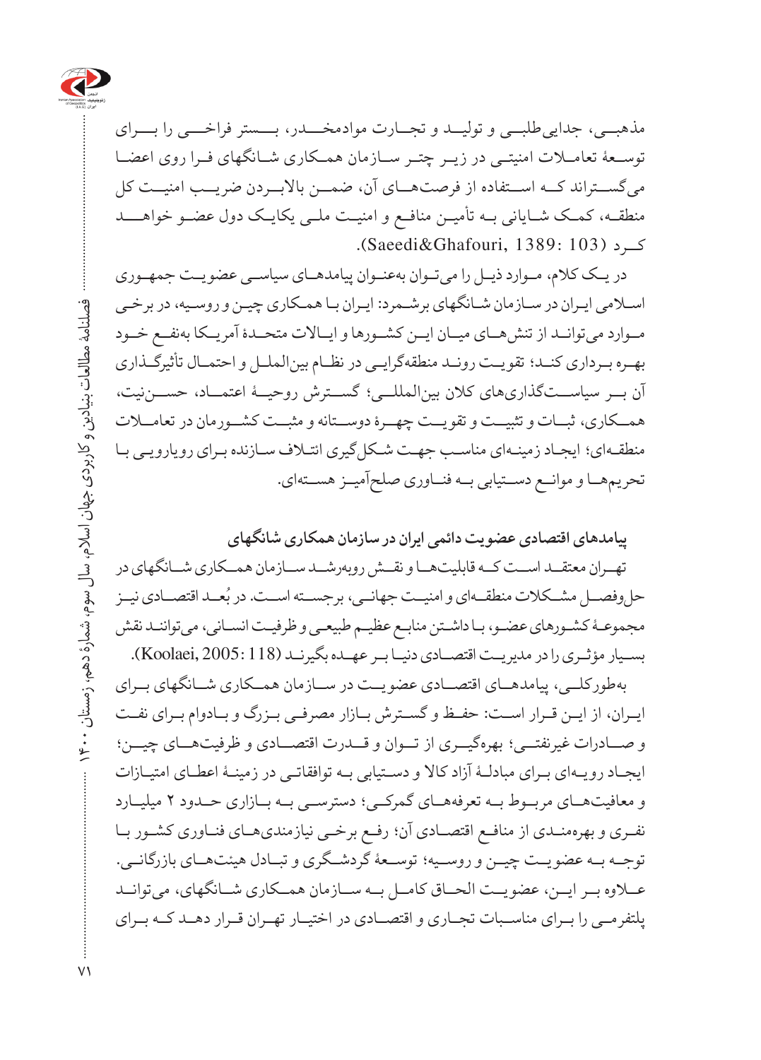مذهبی، جدایی‌طلبی و تولید و تجارت موادمخدر، بستر فراخی را برای توسعهٔ تعاملات امنیتی در زیر چتر سازمان همکاری شانگهای فرا روی اعضا می‌گستراند که استفاده از فرصت‌های آن، ضمن بالابردن ضریب امنیت کل منطقه، کمک شایانی به تأمین منافع و امنیت ملی یکایک دول عضو خواهد کرد (Saeedi&Ghafouri, 1389: 103).

در یک کلام، موارد ذیل را می‌توان به‌عنوان پیامدهای سیاسی عضویت جمهوری اسلامی ایران در سازمان شانگهای برشمرد: ایران با همکاری چین و روسیه، در برخی موارد می‌توانند از تنش‌های میان این کشورها و ایالات متحدهٔ آمریکا به‌نفع خود بهره برداری کند؛ تقویت روند منطقه‌گرایی در نظام بین‌الملل و احتمال تأثیرگذاری آن بر سیاست‌گذاری‌های کلان بین‌المللی؛ گسترش روحیهٔ اعتماد، حسن‌نیت، همکاری، ثبات و تثبیت و تقویت چهرهٔ دوستانه و مثبت کشورمان در تعاملات منطقه‌ای؛ ایجاد زمینه‌ای مناسب جهت شکل‌گیری ائتلاف سازنده برای رویارویی با تحریم‌ها و موانع دستیابی به فناوری صلح‌آمیز هسته‌ای.

## پیامدهای اقتصادی عضویت دائمی ایران در سازمان همکاری شانگهای

تهران معتقد است که قابلیت‌ها و نقش روبه‌رشد سازمان همکاری شانگهای در حل‌وفصل مشکلات منطقه‌ای و امنیت جهانی، برجسته است. در بُعد اقتصادی نیز مجموعهٔ کشورهای عضو، با داشتن منابع عظیم طبیعی و ظرفیت انسانی، می‌توانند نقش بسیار مؤثری را در مدیریت اقتصادی دنیا بر عهده بگیرند (Koolaei, 2005: 118).

به‌طورکلی، پیامدهای اقتصادی عضویت در سازمان همکاری شانگهای برای ایران، از این قرار است: حفظ و گسترش بازار مصرفی بزرگ و بادوام برای نفت و صادرات غیرنفتی؛ بهره‌گیری از توان و قدرت اقتصادی و ظرفیت‌های چین؛ ایجاد رویه‌ای برای مبادلهٔ آزاد کالا و دستیابی به توافقاتی در زمینهٔ اعطای امتیازات و معافیت‌های مربوط به تعرفه‌های گمرکی؛ دسترسی به بازاری حدود ۲ میلیارد نفری و بهره‌مندی از منافع اقتصادی آن؛ رفع برخی نیازمندی‌های فناوری کشور با توجه به عضویت چین و روسیه؛ توسعهٔ گردشگری و تبادل هیئت‌های بازرگانی. علاوه بر این، عضویت الحاق کامل به سازمان همکاری شانگهای، می‌تواند پلتفرمی را برای مناسبات تجاری و اقتصادی در اختیار تهران قرار دهد که برای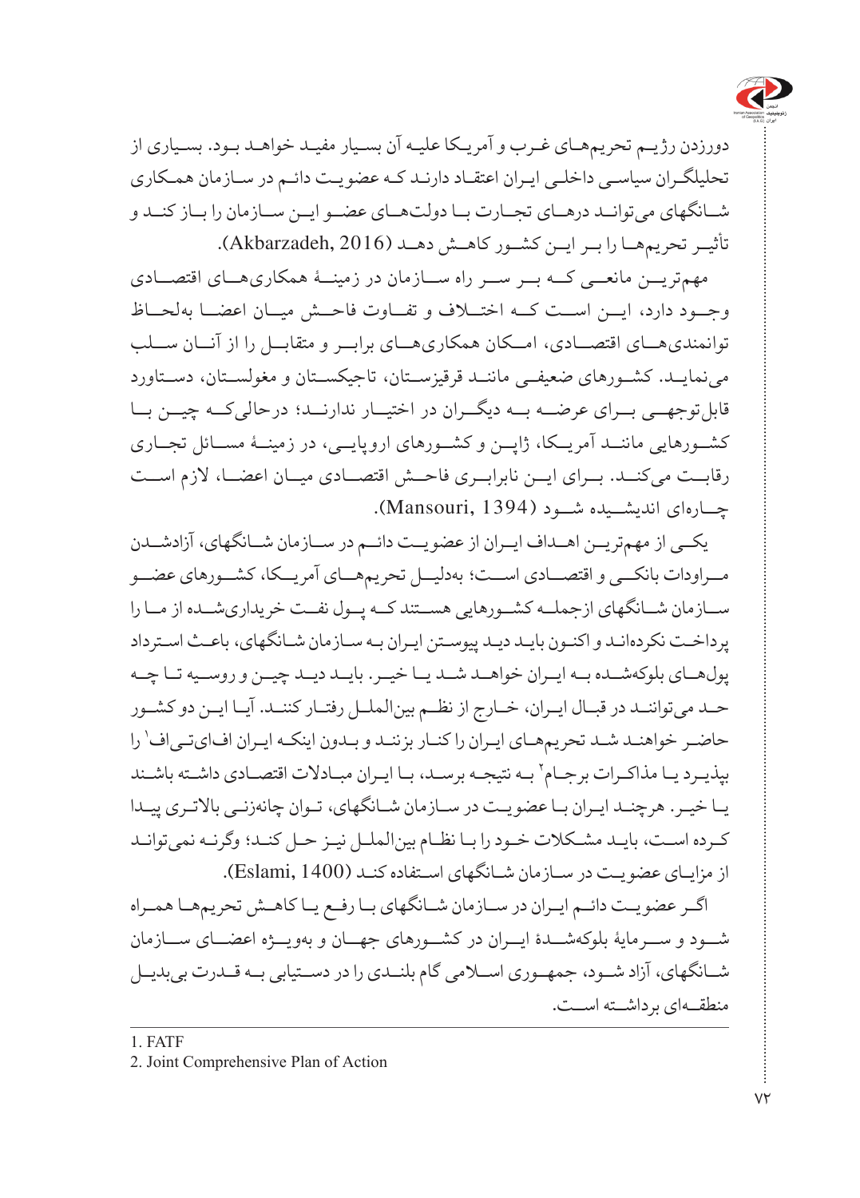دورزدن رژیم تحریم‌های غرب و آمریکا علیه آن بسیار مفید خواهد بود. بسیاری از تحلیلگران سیاسی داخلی ایران اعتقاد دارند که عضویت دائم در سازمان همکاری شانگهای می‌توانند درهای تجارت با دولت‌های عضو این سازمان را باز کند و تأثیر تحریم‌ها را بر این کشور کاهش دهد (Akbarzadeh, 2016).

مهم‌ترین مانعی که بر سر راه سازمان در زمینهٔ همکاری‌های اقتصادی وجود دارد، این است که اختلاف و تفاوت فاحش میان اعضا به‌لحاظ توانمندی‌های اقتصادی، امکان همکاری‌های برابر و متقابل را از آنان سلب می‌نماید. کشورهای ضعیفی مانند قرقیزستان، تاجیکستان و مغولستان، دستاورد قابل‌توجهی برای عرضه به دیگران در اختیار ندارند؛ درحالی‌که چین با کشورهایی مانند آمریکا، ژاپن و کشورهای اروپایی، در زمینهٔ مسائل تجاری رقابت می‌کند. برای این نابرابری فاحش اقتصادی میان اعضا، لازم است چاره‌ای اندیشیده شود (Mansouri, 1394).

یکی از مهم‌ترین اهداف ایران از عضویت دائم در سازمان شانگهای، آزادشدن مراودات بانکی و اقتصادی است؛ به‌دلیل تحریم‌های آمریکا، کشورهای عضو سازمان شانگهای ازجمله کشورهایی هستند که پول نفت خریداری‌شده از ما را پرداخت نکرده‌اند و اکنون باید دید پیوستن ایران به سازمان شانگهای، باعث استرداد پول‌های بلوکه‌شده به ایران خواهد شد یا خیر. باید دید چین و روسیه تا چه حد می‌توانند در قبال ایران، خارج از نظم بین‌الملل رفتار کنند. آیا این دو کشور حاضر خواهند شد تحریم‌های ایران را کنار بزنند و بدون اینکه ایران اف‌ای‌تی‌اف[1] را بپذیرد یا مذاکرات برجام[2] به نتیجه برسد، با ایران مبادلات اقتصادی داشته باشند یا خیر. هرچند ایران با عضویت در سازمان شانگهای، توان چانه‌زنی بالاتری پیدا کرده است، باید مشکلات خود را با نظام بین‌الملل نیز حل کند؛ وگرنه نمی‌تواند از مزایای عضویت در سازمان شانگهای استفاده کند (Eslami, 1400).

اگر عضویت دائم ایران در سازمان شانگهای با رفع یا کاهش تحریم‌ها همراه شود و سرمایهٔ بلوکه‌شدهٔ ایران در کشورهای جهان و به‌ویژه اعضای سازمان شانگهای، آزاد شود، جمهوری اسلامی گام بلندی را در دستیابی به قدرت بی‌بدیل منطقه‌ای برداشته است.

---

1. FATF
2. Joint Comprehensive Plan of Action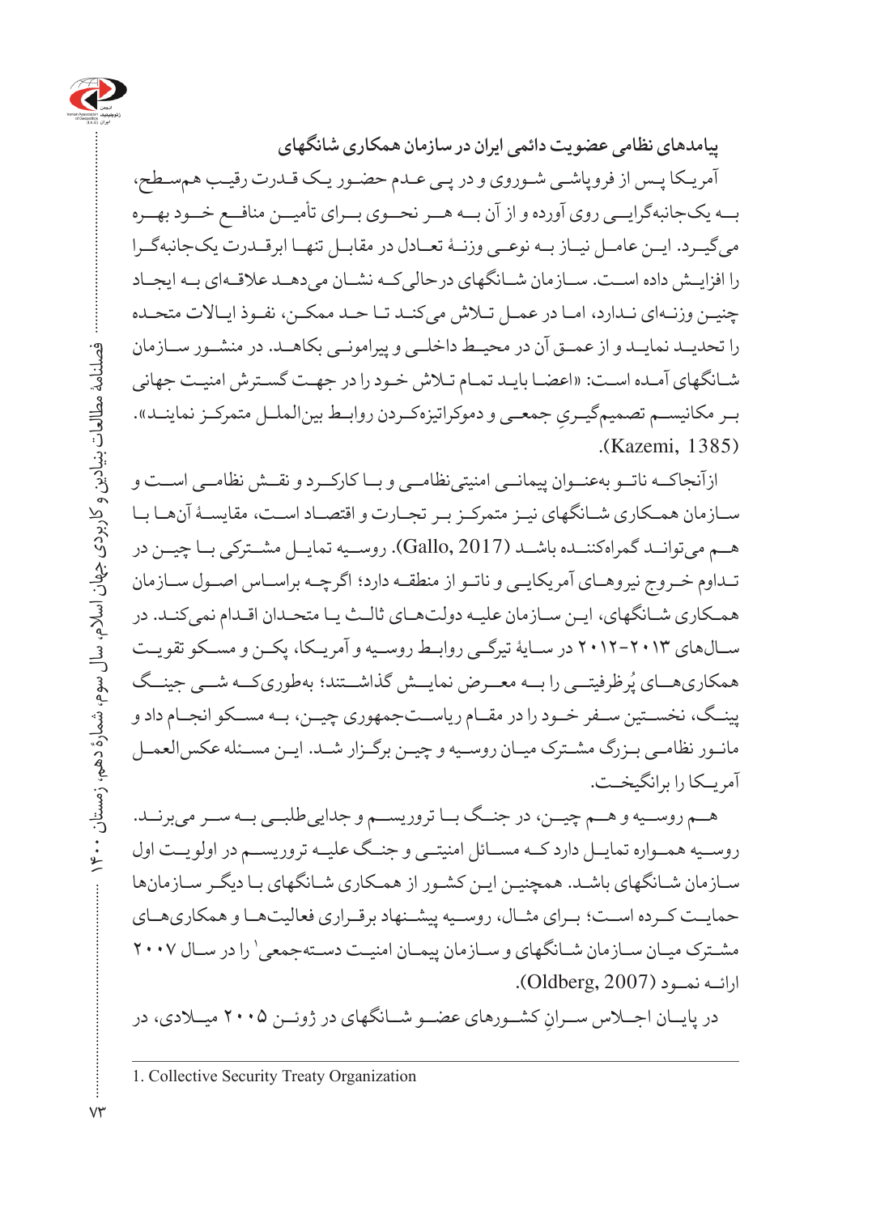### پیامدهای نظامی عضویت دائمی ایران در سازمان همکاری شانگهای

آمریکا پس از فروپاشی شوروی و در پی عدم حضور یک قدرت رقیب هم‌سطح، به یک‌جانبه‌گرایی روی آورده و از آن به هر نحوی برای تأمین منافع خود بهره می‌گیرد. این عامل نیاز به نوعی وزنهٔ تعادل در مقابل تنها ابرقدرت یک‌جانبه‌گرا را افزایش داده است. سازمان شانگهای درحالی‌که نشان می‌دهد علاقه‌ای به ایجاد چنین وزنه‌ای ندارد، اما در عمل تلاش می‌کند تا حد ممکن، نفوذ ایالات متحده را تحدید نماید و از عمق آن در محیط داخلی و پیرامونی بکاهد. در منشور سازمان شانگهای آمده است: «اعضا باید تمام تلاش خود را در جهت گسترش امنیت جهانی بر مکانیسم تصمیم‌گیریِ جمعی و دموکراتیزه‌کردن روابط بین‌الملل متمرکز نمایند». (Kazemi, 1385).

ازآنجاکه ناتو به‌عنوان پیمانی امنیتی‌نظامی و با کارکرد و نقش نظامی است و سازمان همکاری شانگهای نیز متمرکز بر تجارت و اقتصاد است، مقایسهٔ آن‌ها با هم می‌توانند گمراه‌کننده باشد (Gallo, 2017). روسیه تمایل مشترکی با چین در تداوم خروج نیروهای آمریکایی و ناتو از منطقه دارد؛ اگرچه براساس اصول سازمان همکاری شانگهای، این سازمان علیه دولت‌های ثالث یا متحدان اقدام نمی‌کند. در سال‌های ۲۰۱۳-۲۰۱۲ در سایهٔ تیرگی روابط روسیه و آمریکا، پکن و مسکو تقویت همکاری‌های پُرظرفیتی را به معرض نمایش گذاشتند؛ به‌طوری‌که شی جینگ پینگ، نخستین سفر خود را در مقام ریاست‌جمهوری چین، به مسکو انجام داد و مانور نظامی بزرگ مشترک میان روسیه و چین برگزار شد. این مسئله عکس‌العمل آمریکا را برانگیخت.

هم روسیه و هم چین، در جنگ با تروریسم و جدایی‌طلبی به سر می‌برند. روسیه همواره تمایل دارد که مسائل امنیتی و جنگ علیه تروریسم در اولویت اول سازمان شانگهای باشد. همچنین این کشور از همکاری شانگهای با دیگر سازمان‌ها حمایت کرده است؛ برای مثال، روسیه پیشنهاد برقراری فعالیت‌ها و همکاری‌های مشترک میان سازمان شانگهای و سازمان پیمان امنیت دسته‌جمعی[1] را در سال ۲۰۰۷ ارائه نمود (Oldberg, 2007).

در پایان اجلاس سرانِ کشورهای عضو شانگهای در ژوئن ۲۰۰۵ میلادی، در

---

1. Collective Security Treaty Organization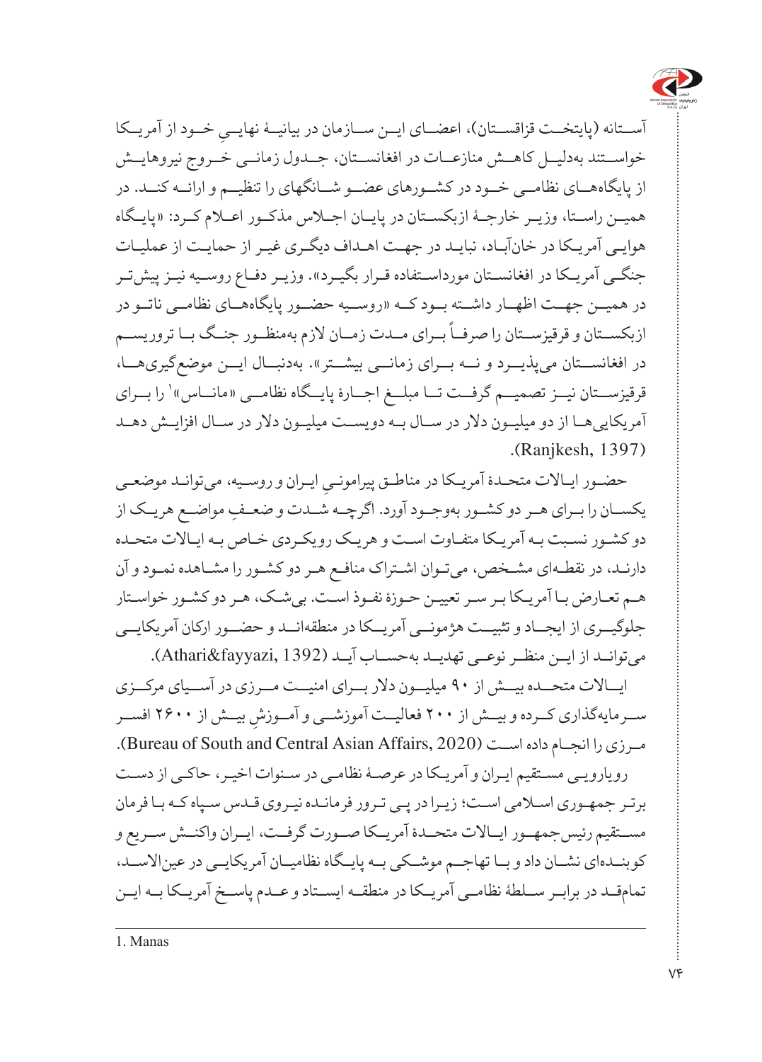آستانه (پایتخت قزاقستان)، اعضای این سازمان در بیانیهٔ نهاییِ خود از آمریکا خواستند به‌دلیل کاهش منازعات در افغانستان، جدول زمانی خروج نیروهایش از پایگاه‌های نظامی خود در کشورهای عضو شانگهای را تنظیم و ارائه کند. در همین راستا، وزیر خارجهٔ ازبکستان در پایان اجلاس مذکور اعلام کرد: «پایگاه هوایی آمریکا در خان‌آباد، نباید در جهت اهداف دیگری غیر از حمایت از عملیات جنگی آمریکا در افغانستان مورداستفاده قرار بگیرد». وزیر دفاع روسیه نیز پیش‌تر در همین جهت اظهار داشته بود که «روسیه حضور پایگاه‌های نظامی ناتو در ازبکستان و قرقیزستان را صرفاً برای مدت زمان لازم به‌منظور جنگ با تروریسم در افغانستان می‌پذیرد و نه برای زمانی بیشتر». به‌دنبال این موضع‌گیری‌ها، قرقیزستان نیز تصمیم گرفت تا مبلغ اجارهٔ پایگاه نظامی «ماناس»[1] را برای آمریکایی‌ها از دو میلیون دلار در سال به دویست میلیون دلار در سال افزایش دهد (Ranjkesh, 1397).

حضور ایالات متحدهٔ آمریکا در مناطق پیرامونیِ ایران و روسیه، می‌تواند موضعی یکسان را برای هر دو کشور به‌وجود آورد. اگرچه شدت و ضعفِ مواضع هریک از دو کشور نسبت به آمریکا متفاوت است و هریک رویکردی خاص به ایالات متحده دارند، در نقطه‌ای مشخص، می‌توان اشتراک منافع هر دو کشور را مشاهده نمود و آن هم تعارض با آمریکا بر سر تعیین حوزهٔ نفوذ است. بی‌شک، هر دو کشور خواستار جلوگیری از ایجاد و تثبیت هژمونی آمریکا در منطقه‌اند و حضور ارکان آمریکایی می‌توانند از این منظر نوعی تهدید به‌حساب آید (Athari&fayyazi, 1392).

ایالات متحده بیش از ۹۰ میلیون دلار برای امنیت مرزی در آسیای مرکزی سرمایه‌گذاری کرده و بیش از ۲۰۰ فعالیت آموزشی و آموزشِ بیش از ۲۶۰۰ افسر مرزی را انجام داده است (Bureau of South and Central Asian Affairs, 2020).

رویارویی مستقیم ایران و آمریکا در عرصهٔ نظامی در سنوات اخیر، حاکی از دست برتر جمهوری اسلامی است؛ زیرا در پی ترور فرمانده نیروی قدس سپاه که با فرمان مستقیم رئیس‌جمهور ایالات متحدهٔ آمریکا صورت گرفت، ایران واکنش سریع و کوبنده‌ای نشان داد و با تهاجم موشکی به پایگاه نظامیان آمریکایی در عین‌الاسد، تمام‌قد در برابر سلطهٔ نظامی آمریکا در منطقه ایستاد و عدم پاسخ آمریکا به این

---

1. Manas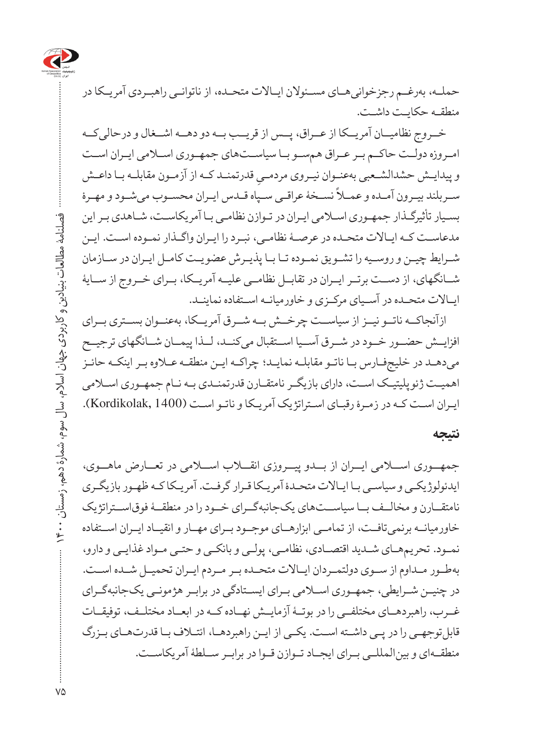حمله، به‌رغم رجزخوانی‌های مسئولان ایالات متحده، از ناتوانی راهبردی آمریکا در منطقه حکایت داشت.

خروج نظامیان آمریکا از عراق، پس از قریب به دو دهه اشغال و درحالی‌که امروزه دولت حاکم بر عراق همسو با سیاست‌های جمهوری اسلامی ایران است و پیدایش حشدالشعبی به‌عنوان نیروی مردمیِ قدرتمند که از آزمون مقابله با داعش سربلند بیرون آمده و عملاً نسخهٔ عراقی سپاه قدس ایران محسوب می‌شود و مهرهٔ بسیار تأثیرگذار جمهوری اسلامی ایران در توازن نظامی با آمریکاست، شاهدی بر این مدعاست که ایالات متحده در عرصهٔ نظامی، نبرد را ایران واگذار نموده است. این شرایط چین و روسیه را تشویق نموده تا با پذیرش عضویت کامل ایران در سازمان شانگهای، از دست برتر ایران در تقابل نظامی علیه آمریکا، برای خروج از سایهٔ ایالات متحده در آسیای مرکزی و خاورمیانه استفاده نمایند.

ازآنجاکه ناتو نیز از سیاست چرخش به شرق آمریکا، به‌عنوان بستری برای افزایش حضور خود در شرق آسیا استقبال می‌کند، لذا پیمان شانگهای ترجیح می‌دهد در خلیج‌فارس با ناتو مقابله نماید؛ چراکه این منطقه علاوه بر اینکه حائز اهمیت ژئوپلیتیک است، دارای بازیگر نامتقارن قدرتمندی به نام جمهوری اسلامی ایران است که در زمرهٔ رقبای استراتژیک آمریکا و ناتو است (Kordikolak, 1400).

## نتیجه

جمهوری اسلامی ایران از بدو پیروزی انقلاب اسلامی در تعارض ماهوی، ایدئولوژیکی و سیاسی با ایالات متحدهٔ آمریکا قرار گرفت. آمریکا که ظهور بازیگری نامتقارن و مخالف با سیاست‌های یک‌جانبه‌گرای خود را در منطقهٔ فوق‌استراتژیک خاورمیانه برنمی‌تافت، از تمامی ابزارهای موجود برای مهار و انقیاد ایران استفاده نمود. تحریم‌های شدید اقتصادی، نظامی، پولی و بانکی و حتی مواد غذایی و دارو، به‌طور مداوم از سوی دولتمردان ایالات متحده بر مردم ایران تحمیل شده است. در چنین شرایطی، جمهوری اسلامی برای ایستادگی در برابر هژمونی یک‌جانبه‌گرای غرب، راهبردهای مختلفی را در بوتهٔ آزمایش نهاده که در ابعاد مختلف، توفیقات قابل‌توجهی را در پی داشته است. یکی از این راهبردها، ائتلاف با قدرت‌های بزرگ منطقه‌ای و بین‌المللی برای ایجاد توازن قوا در برابر سلطهٔ آمریکاست.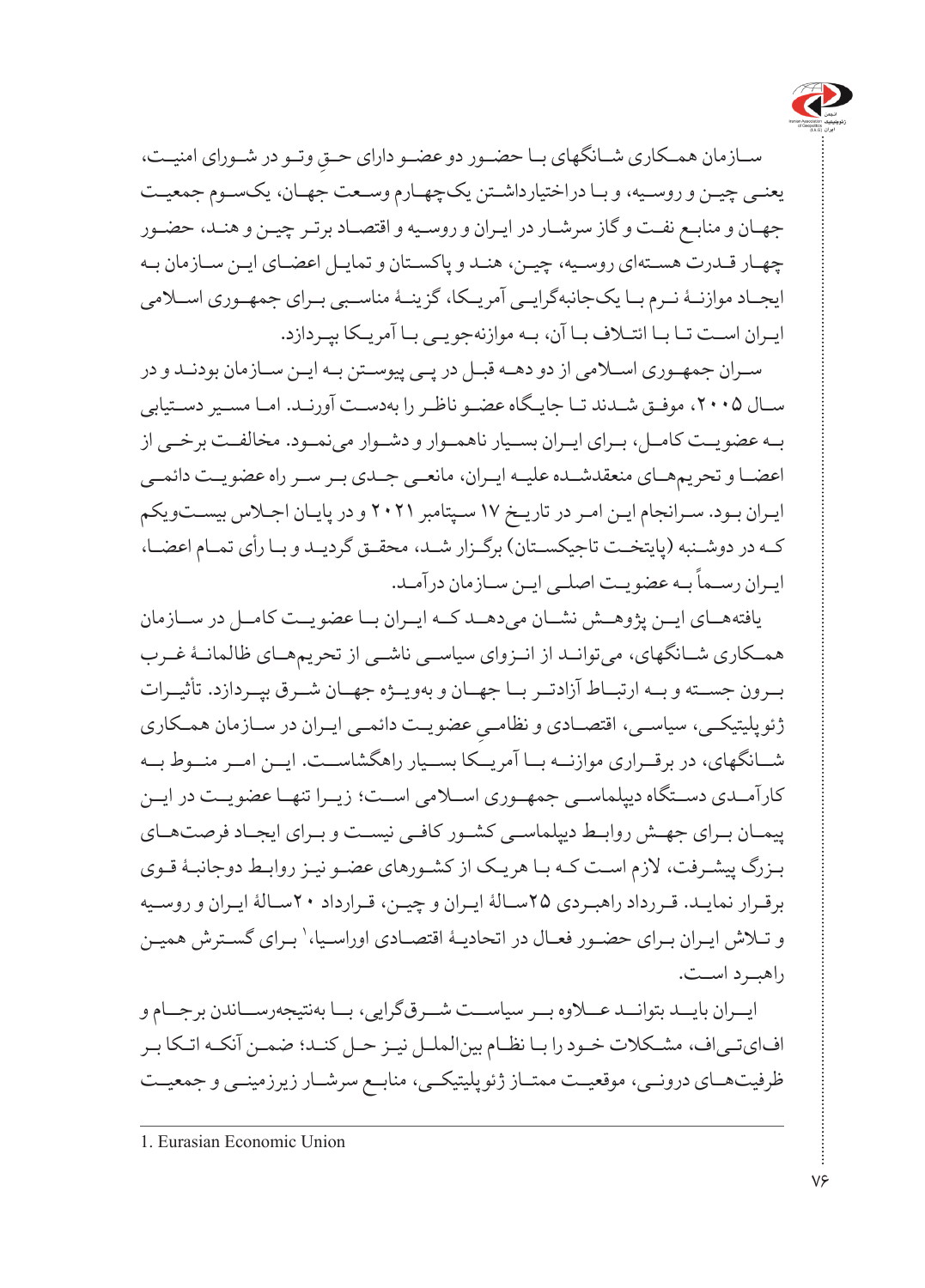سازمان همکاری شانگهای با حضور دو عضو دارای حقِ وتو در شورای امنیت، یعنی چین و روسیه، و با دراختیارداشتن یک‌چهارم وسعت جهان، یک‌سوم جمعیت جهان و منابع نفت و گاز سرشار در ایران و روسیه و اقتصاد برتر چین و هند، حضور چهار قدرت هسته‌ای روسیه، چین، هند و پاکستان و تمایل اعضای این سازمان به ایجاد موازنهٔ نرم با یک‌جانبه‌گرایی آمریکا، گزینهٔ مناسبی برای جمهوری اسلامی ایران است تا با ائتلاف با آن، به موازنه‌جویی با آمریکا بپردازد.

سران جمهوری اسلامی از دو دهه قبل در پی پیوستن به این سازمان بودند و در سال ۲۰۰۵، موفق شدند تا جایگاه عضو ناظر را به‌دست آورند. اما مسیر دستیابی به عضویت کامل، برای ایران بسیار ناهموار و دشوار می‌نمود. مخالفت برخی از اعضا و تحریم‌های منعقدشده علیه ایران، مانعی جدی بر سر راه عضویت دائمی ایران بود. سرانجام این امر در تاریخ ۱۷ سپتامبر ۲۰۲۱ و در پایان اجلاس بیست‌ویکم که در دوشنبه (پایتخت تاجیکستان) برگزار شد، محقق گردید و با رأی تمام اعضا، ایران رسماً به عضویت اصلی این سازمان درآمد.

یافته‌های این پژوهش نشان می‌دهد که ایران با عضویت کامل در سازمان همکاری شانگهای، می‌تواند از انزوای سیاسی ناشی از تحریم‌های ظالمانهٔ غرب برون جسته و به ارتباط آزادتر با جهان و به‌ویژه جهان شرق بپردازد. تأثیرات ژئوپلیتیکی، سیاسی، اقتصادی و نظامیِ عضویت دائمی ایران در سازمان همکاری شانگهای، در برقراری موازنه با آمریکا بسیار راهگشاست. این امر منوط به کارآمدی دستگاه دیپلماسی جمهوری اسلامی است؛ زیرا تنها عضویت در این پیمان برای جهش روابط دیپلماسی کشور کافی نیست و برای ایجاد فرصت‌های بزرگ پیشرفت، لازم است که با هریک از کشورهای عضو نیز روابط دوجانبهٔ قوی برقرار نماید. قرارداد راهبردی ۲۵سالهٔ ایران و چین، قرارداد ۲۰سالهٔ ایران و روسیه و تلاش ایران برای حضور فعال در اتحادیهٔ اقتصادی اوراسیا،[1] برای گسترش همین راهبرد است.

ایران باید بتواند علاوه بر سیاست شرق‌گرایی، با به‌نتیجه‌رساندن برجام و اف‌ای‌تی‌اف، مشکلات خود را با نظام بین‌الملل نیز حل کند؛ ضمن آنکه اتکا بر ظرفیت‌های درونی، موقعیت ممتاز ژئوپلیتیکی، منابع سرشار زیرزمینی و جمعیت

---

1. Eurasian Economic Union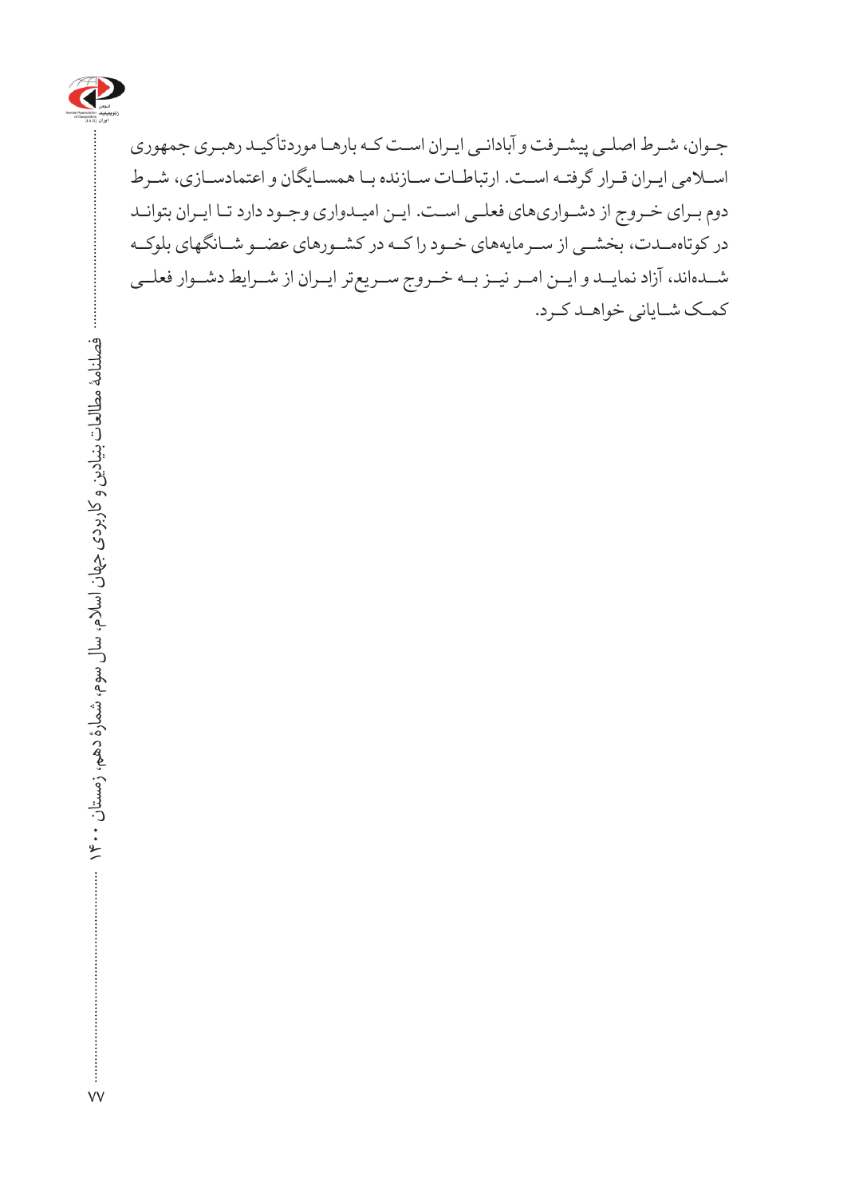جوان، شرط اصلی پیشرفت و آبادانی ایران است که بارها موردتأکید رهبری جمهوری اسلامی ایران قرار گرفته است. ارتباطات سازنده با همسایگان و اعتمادسازی، شرط دوم برای خروج از دشواری‌های فعلی است. این امیدواری وجود دارد تا ایران بتواند در کوتاه‌مدت، بخشی از سرمایه‌های خود را که در کشورهای عضو شانگهای بلوکه شده‌اند، آزاد نماید و این امر نیز به خروج سریع‌تر ایران از شرایط دشوار فعلی کمک شایانی خواهد کرد.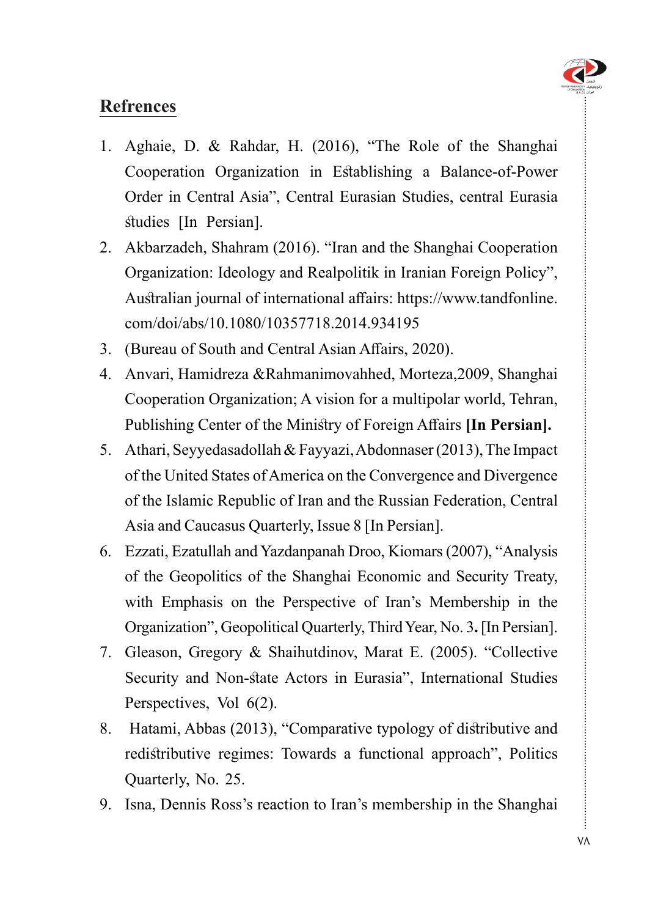## Refrences

1. Aghaie, D. & Rahdar, H. (2016), “The Role of the Shanghai Cooperation Organization in Establishing a Balance-of-Power Order in Central Asia”, Central Eurasian Studies, central Eurasia studies [In Persian].
2. Akbarzadeh, Shahram (2016). “Iran and the Shanghai Cooperation Organization: Ideology and Realpolitik in Iranian Foreign Policy”, Australian journal of international affairs: https://www.tandfonline.com/doi/abs/10.1080/10357718.2014.934195
3. (Bureau of South and Central Asian Affairs, 2020).
4. Anvari, Hamidreza &Rahmanimovahhed, Morteza,2009, Shanghai Cooperation Organization; A vision for a multipolar world, Tehran, Publishing Center of the Ministry of Foreign Affairs **[In Persian].**
5. Athari, Seyyedasadollah & Fayyazi, Abdonnaser (2013), The Impact of the United States of America on the Convergence and Divergence of the Islamic Republic of Iran and the Russian Federation, Central Asia and Caucasus Quarterly, Issue 8 [In Persian].
6. Ezzati, Ezatullah and Yazdanpanah Droo, Kiomars (2007), “Analysis of the Geopolitics of the Shanghai Economic and Security Treaty, with Emphasis on the Perspective of Iran’s Membership in the Organization”, Geopolitical Quarterly, Third Year, No. 3**.** [In Persian].
7. Gleason, Gregory & Shaihutdinov, Marat E. (2005). “Collective Security and Non-state Actors in Eurasia”, International Studies Perspectives, Vol 6(2).
8. Hatami, Abbas (2013), “Comparative typology of distributive and redistributive regimes: Towards a functional approach”, Politics Quarterly, No. 25.
9. Isna, Dennis Ross’s reaction to Iran’s membership in the Shanghai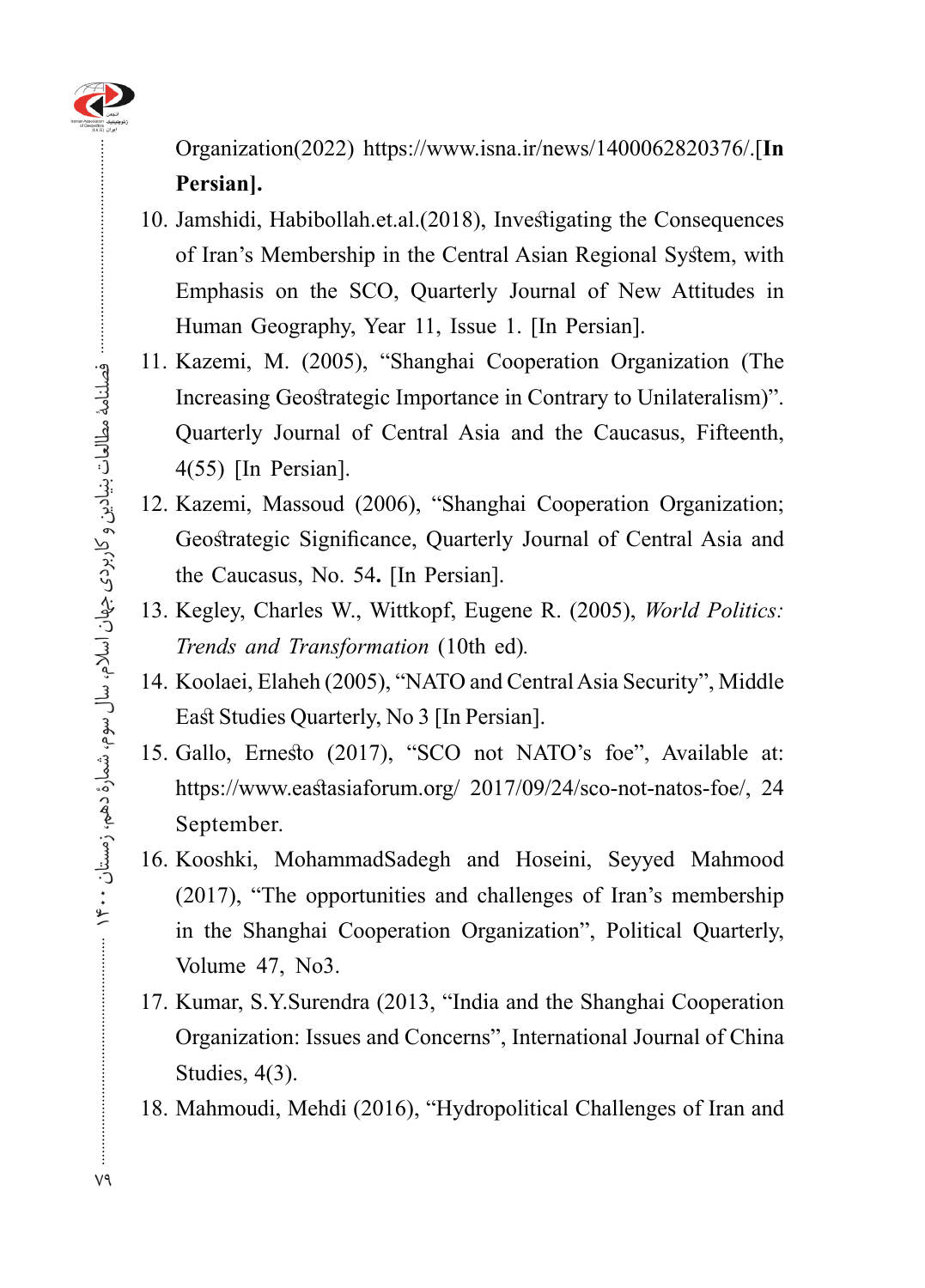Organization(2022) https://www.isna.ir/news/1400062820376/.**[In Persian].**

10. Jamshidi, Habibollah.et.al.(2018), Investigating the Consequences of Iran's Membership in the Central Asian Regional System, with Emphasis on the SCO, Quarterly Journal of New Attitudes in Human Geography, Year 11, Issue 1. [In Persian].
11. Kazemi, M. (2005), "Shanghai Cooperation Organization (The Increasing Geostrategic Importance in Contrary to Unilateralism)". Quarterly Journal of Central Asia and the Caucasus, Fifteenth, 4(55) [In Persian].
12. Kazemi, Massoud (2006), "Shanghai Cooperation Organization; Geostrategic Significance, Quarterly Journal of Central Asia and the Caucasus, No. 54**.** [In Persian].
13. Kegley, Charles W., Wittkopf, Eugene R. (2005), *World Politics: Trends and Transformation* (10th ed).
14. Koolaei, Elaheh (2005), "NATO and Central Asia Security", Middle East Studies Quarterly, No 3 [In Persian].
15. Gallo, Ernesto (2017), "SCO not NATO's foe", Available at: https://www.eastasiaforum.org/ 2017/09/24/sco-not-natos-foe/, 24 September.
16. Kooshki, MohammadSadegh and Hoseini, Seyyed Mahmood (2017), "The opportunities and challenges of Iran's membership in the Shanghai Cooperation Organization", Political Quarterly, Volume 47, No3.
17. Kumar, S.Y.Surendra (2013, "India and the Shanghai Cooperation Organization: Issues and Concerns", International Journal of China Studies, 4(3).
18. Mahmoudi, Mehdi (2016), "Hydropolitical Challenges of Iran and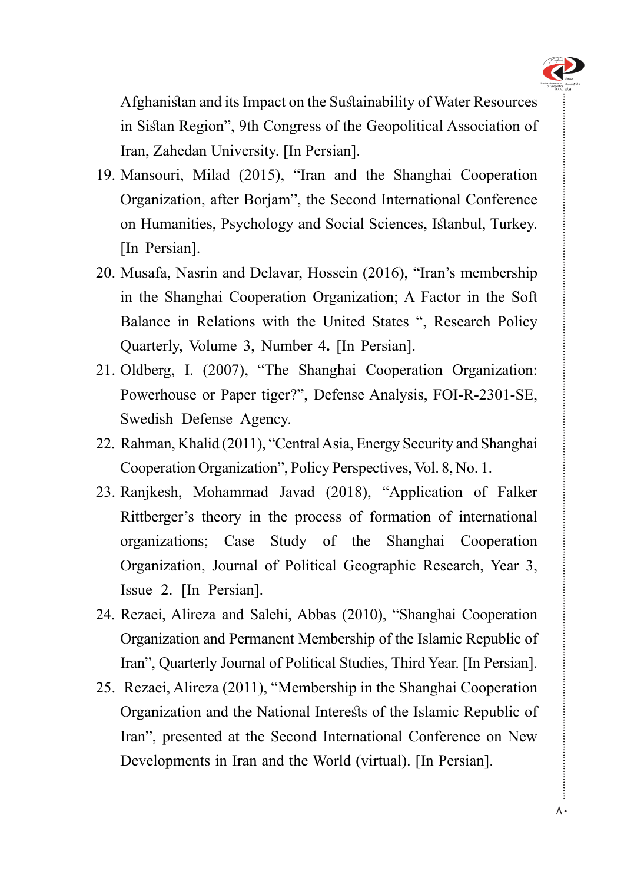Afghanistan and its Impact on the Sustainability of Water Resources in Sistan Region", 9th Congress of the Geopolitical Association of Iran, Zahedan University. [In Persian].

19. Mansouri, Milad (2015), "Iran and the Shanghai Cooperation Organization, after Borjam", the Second International Conference on Humanities, Psychology and Social Sciences, Istanbul, Turkey. [In Persian].
20. Musafa, Nasrin and Delavar, Hossein (2016), "Iran's membership in the Shanghai Cooperation Organization; A Factor in the Soft Balance in Relations with the United States ", Research Policy Quarterly, Volume 3, Number 4**.** [In Persian].
21. Oldberg, I. (2007), "The Shanghai Cooperation Organization: Powerhouse or Paper tiger?", Defense Analysis, FOI-R-2301-SE, Swedish Defense Agency.
22. Rahman, Khalid (2011), "Central Asia, Energy Security and Shanghai Cooperation Organization", Policy Perspectives, Vol. 8, No. 1.
23. Ranjkesh, Mohammad Javad (2018), "Application of Falker Rittberger's theory in the process of formation of international organizations; Case Study of the Shanghai Cooperation Organization, Journal of Political Geographic Research, Year 3, Issue 2. [In Persian].
24. Rezaei, Alireza and Salehi, Abbas (2010), "Shanghai Cooperation Organization and Permanent Membership of the Islamic Republic of Iran", Quarterly Journal of Political Studies, Third Year. [In Persian].
25. Rezaei, Alireza (2011), "Membership in the Shanghai Cooperation Organization and the National Interests of the Islamic Republic of Iran", presented at the Second International Conference on New Developments in Iran and the World (virtual). [In Persian].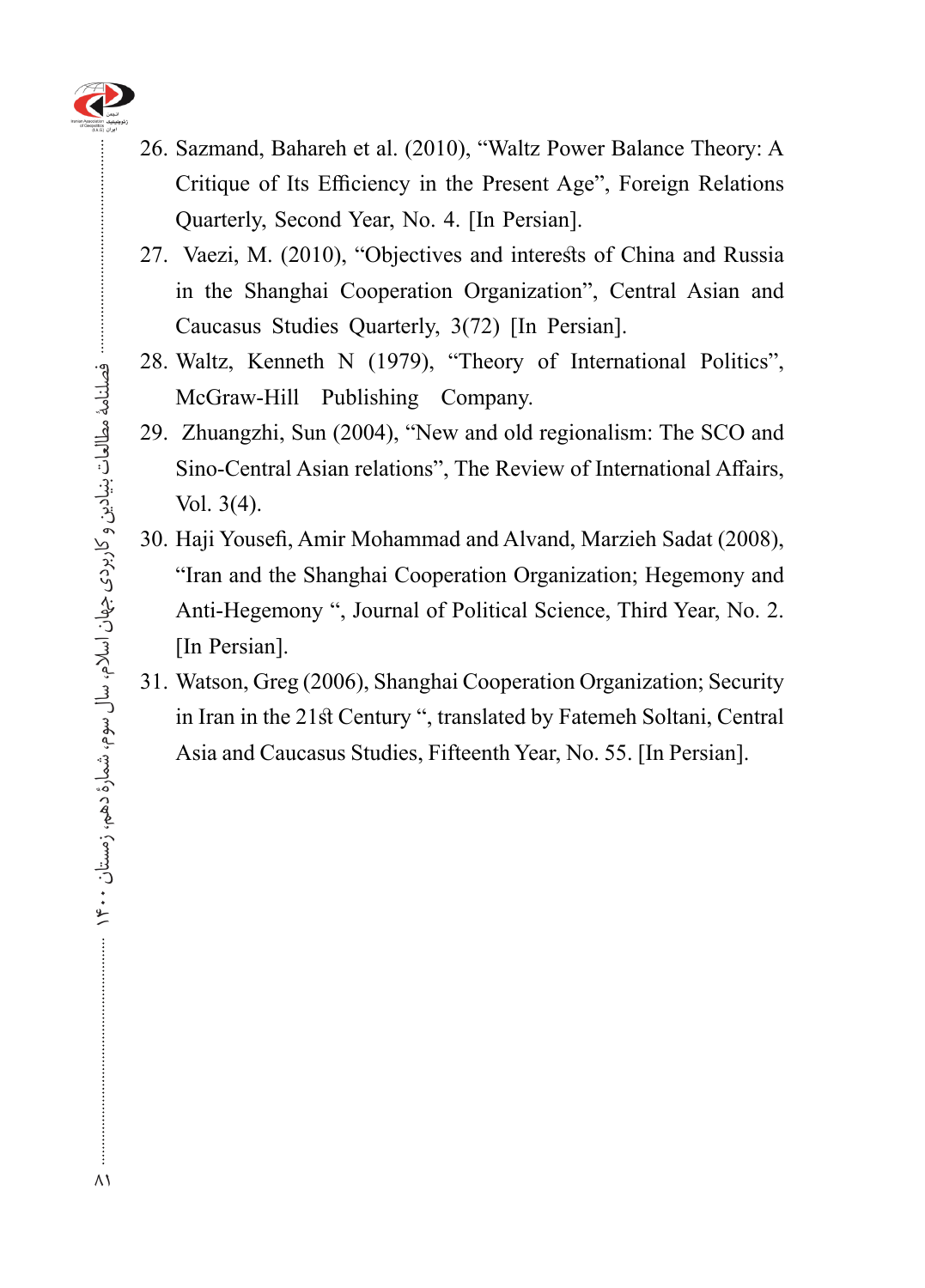26. Sazmand, Bahareh et al. (2010), "Waltz Power Balance Theory: A Critique of Its Efficiency in the Present Age", Foreign Relations Quarterly, Second Year, No. 4. [In Persian].
27. Vaezi, M. (2010), "Objectives and interests of China and Russia in the Shanghai Cooperation Organization", Central Asian and Caucasus Studies Quarterly, 3(72) [In Persian].
28. Waltz, Kenneth N (1979), "Theory of International Politics", McGraw-Hill Publishing Company.
29. Zhuangzhi, Sun (2004), "New and old regionalism: The SCO and Sino-Central Asian relations", The Review of International Affairs, Vol. 3(4).
30. Haji Yousefi, Amir Mohammad and Alvand, Marzieh Sadat (2008), "Iran and the Shanghai Cooperation Organization; Hegemony and Anti-Hegemony ", Journal of Political Science, Third Year, No. 2. [In Persian].
31. Watson, Greg (2006), Shanghai Cooperation Organization; Security in Iran in the 21st Century ", translated by Fatemeh Soltani, Central Asia and Caucasus Studies, Fifteenth Year, No. 55. [In Persian].